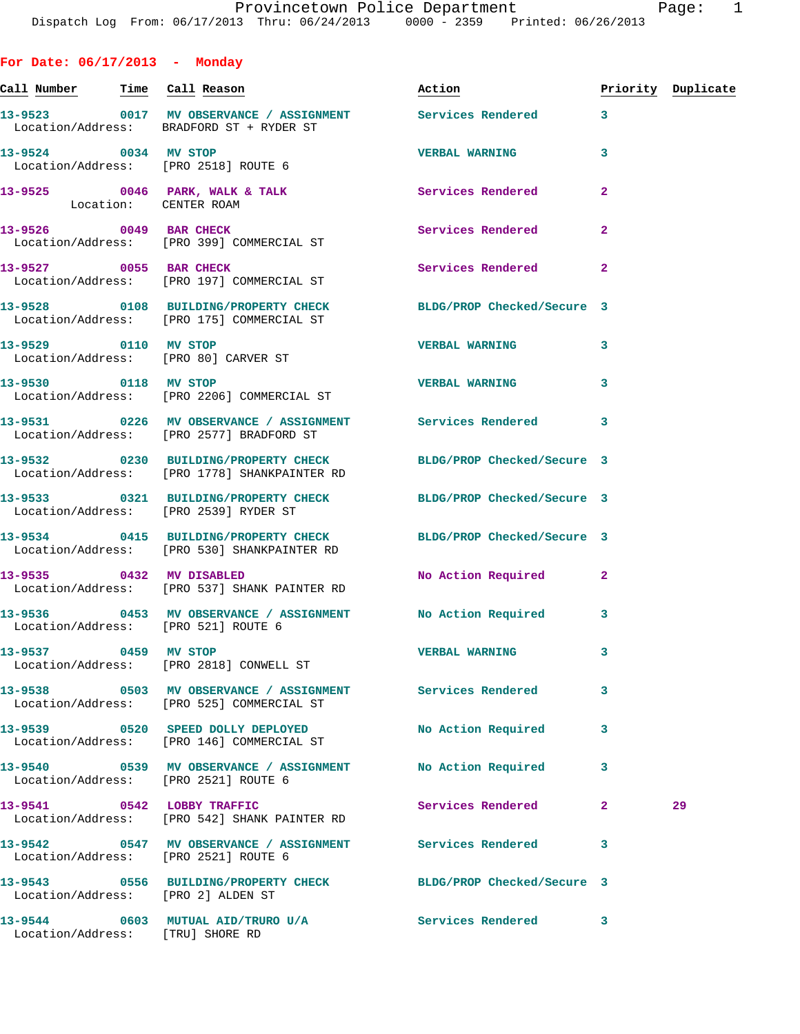Provincetown Police Department

Dispatch Log From: 06/17/2013 Thru: 06/24/2013 0000 - 2359 Printed: 06/26/2013

## For Date: 06/17/2013 - Monday

| Call Number | Time | Call Reason | Action | Priority | Duplicate |
|---|---|---|---|---|---|
| 13-9523 | 0017 | MV OBSERVANCE / ASSIGNMENT | Services Rendered | 3 | |
| Location/Address: | | BRADFORD ST + RYDER ST | | | |
| 13-9524 | 0034 | MV STOP | VERBAL WARNING | 3 | |
| Location/Address: | | [PRO 2518] ROUTE 6 | | | |
| 13-9525 | 0046 | PARK, WALK & TALK | Services Rendered | 2 | |
| Location: | | CENTER ROAM | | | |
| 13-9526 | 0049 | BAR CHECK | Services Rendered | 2 | |
| Location/Address: | | [PRO 399] COMMERCIAL ST | | | |
| 13-9527 | 0055 | BAR CHECK | Services Rendered | 2 | |
| Location/Address: | | [PRO 197] COMMERCIAL ST | | | |
| 13-9528 | 0108 | BUILDING/PROPERTY CHECK | BLDG/PROP Checked/Secure | 3 | |
| Location/Address: | | [PRO 175] COMMERCIAL ST | | | |
| 13-9529 | 0110 | MV STOP | VERBAL WARNING | 3 | |
| Location/Address: | | [PRO 80] CARVER ST | | | |
| 13-9530 | 0118 | MV STOP | VERBAL WARNING | 3 | |
| Location/Address: | | [PRO 2206] COMMERCIAL ST | | | |
| 13-9531 | 0226 | MV OBSERVANCE / ASSIGNMENT | Services Rendered | 3 | |
| Location/Address: | | [PRO 2577] BRADFORD ST | | | |
| 13-9532 | 0230 | BUILDING/PROPERTY CHECK | BLDG/PROP Checked/Secure | 3 | |
| Location/Address: | | [PRO 1778] SHANKPAINTER RD | | | |
| 13-9533 | 0321 | BUILDING/PROPERTY CHECK | BLDG/PROP Checked/Secure | 3 | |
| Location/Address: | | [PRO 2539] RYDER ST | | | |
| 13-9534 | 0415 | BUILDING/PROPERTY CHECK | BLDG/PROP Checked/Secure | 3 | |
| Location/Address: | | [PRO 530] SHANKPAINTER RD | | | |
| 13-9535 | 0432 | MV DISABLED | No Action Required | 2 | |
| Location/Address: | | [PRO 537] SHANK PAINTER RD | | | |
| 13-9536 | 0453 | MV OBSERVANCE / ASSIGNMENT | No Action Required | 3 | |
| Location/Address: | | [PRO 521] ROUTE 6 | | | |
| 13-9537 | 0459 | MV STOP | VERBAL WARNING | 3 | |
| Location/Address: | | [PRO 2818] CONWELL ST | | | |
| 13-9538 | 0503 | MV OBSERVANCE / ASSIGNMENT | Services Rendered | 3 | |
| Location/Address: | | [PRO 525] COMMERCIAL ST | | | |
| 13-9539 | 0520 | SPEED DOLLY DEPLOYED | No Action Required | 3 | |
| Location/Address: | | [PRO 146] COMMERCIAL ST | | | |
| 13-9540 | 0539 | MV OBSERVANCE / ASSIGNMENT | No Action Required | 3 | |
| Location/Address: | | [PRO 2521] ROUTE 6 | | | |
| 13-9541 | 0542 | LOBBY TRAFFIC | Services Rendered | 2 | 29 |
| Location/Address: | | [PRO 542] SHANK PAINTER RD | | | |
| 13-9542 | 0547 | MV OBSERVANCE / ASSIGNMENT | Services Rendered | 3 | |
| Location/Address: | | [PRO 2521] ROUTE 6 | | | |
| 13-9543 | 0556 | BUILDING/PROPERTY CHECK | BLDG/PROP Checked/Secure | 3 | |
| Location/Address: | | [PRO 2] ALDEN ST | | | |
| 13-9544 | 0603 | MUTUAL AID/TRURO U/A | Services Rendered | 3 | |
| Location/Address: | | [TRU] SHORE RD | | | |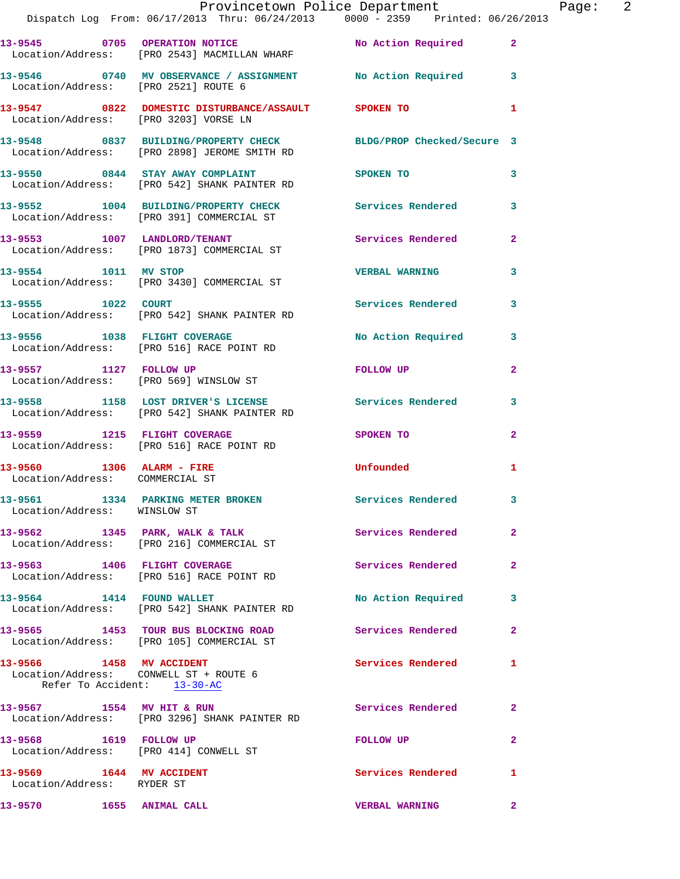13-9545 0705 OPERATION NOTICE No Action Required 2
Location/Address: [PRO 2543] MACMILLAN WHARF

13-9546 0740 MV OBSERVANCE / ASSIGNMENT No Action Required 3
Location/Address: [PRO 2521] ROUTE 6

13-9547 0822 DOMESTIC DISTURBANCE/ASSAULT SPOKEN TO 1
Location/Address: [PRO 3203] VORSE LN

13-9548 0837 BUILDING/PROPERTY CHECK BLDG/PROP Checked/Secure 3
Location/Address: [PRO 2898] JEROME SMITH RD

13-9550 0844 STAY AWAY COMPLAINT SPOKEN TO 3
Location/Address: [PRO 542] SHANK PAINTER RD

13-9552 1004 BUILDING/PROPERTY CHECK Services Rendered 3
Location/Address: [PRO 391] COMMERCIAL ST

13-9553 1007 LANDLORD/TENANT Services Rendered 2
Location/Address: [PRO 1873] COMMERCIAL ST

13-9554 1011 MV STOP VERBAL WARNING 3
Location/Address: [PRO 3430] COMMERCIAL ST

13-9555 1022 COURT Services Rendered 3
Location/Address: [PRO 542] SHANK PAINTER RD

13-9556 1038 FLIGHT COVERAGE No Action Required 3
Location/Address: [PRO 516] RACE POINT RD

13-9557 1127 FOLLOW UP FOLLOW UP 2
Location/Address: [PRO 569] WINSLOW ST

13-9558 1158 LOST DRIVER'S LICENSE Services Rendered 3
Location/Address: [PRO 542] SHANK PAINTER RD

13-9559 1215 FLIGHT COVERAGE SPOKEN TO 2
Location/Address: [PRO 516] RACE POINT RD

13-9560 1306 ALARM - FIRE Unfounded 1
Location/Address: COMMERCIAL ST

13-9561 1334 PARKING METER BROKEN Services Rendered 3
Location/Address: WINSLOW ST

13-9562 1345 PARK, WALK & TALK Services Rendered 2
Location/Address: [PRO 216] COMMERCIAL ST

13-9563 1406 FLIGHT COVERAGE Services Rendered 2
Location/Address: [PRO 516] RACE POINT RD

13-9564 1414 FOUND WALLET No Action Required 3
Location/Address: [PRO 542] SHANK PAINTER RD

13-9565 1453 TOUR BUS BLOCKING ROAD Services Rendered 2
Location/Address: [PRO 105] COMMERCIAL ST

13-9566 1458 MV ACCIDENT Services Rendered 1
Location/Address: CONWELL ST + ROUTE 6
Refer To Accident: 13-30-AC

13-9567 1554 MV HIT & RUN Services Rendered 2
Location/Address: [PRO 3296] SHANK PAINTER RD

13-9568 1619 FOLLOW UP FOLLOW UP 2
Location/Address: [PRO 414] CONWELL ST

13-9569 1644 MV ACCIDENT Services Rendered 1
Location/Address: RYDER ST

13-9570 1655 ANIMAL CALL VERBAL WARNING 2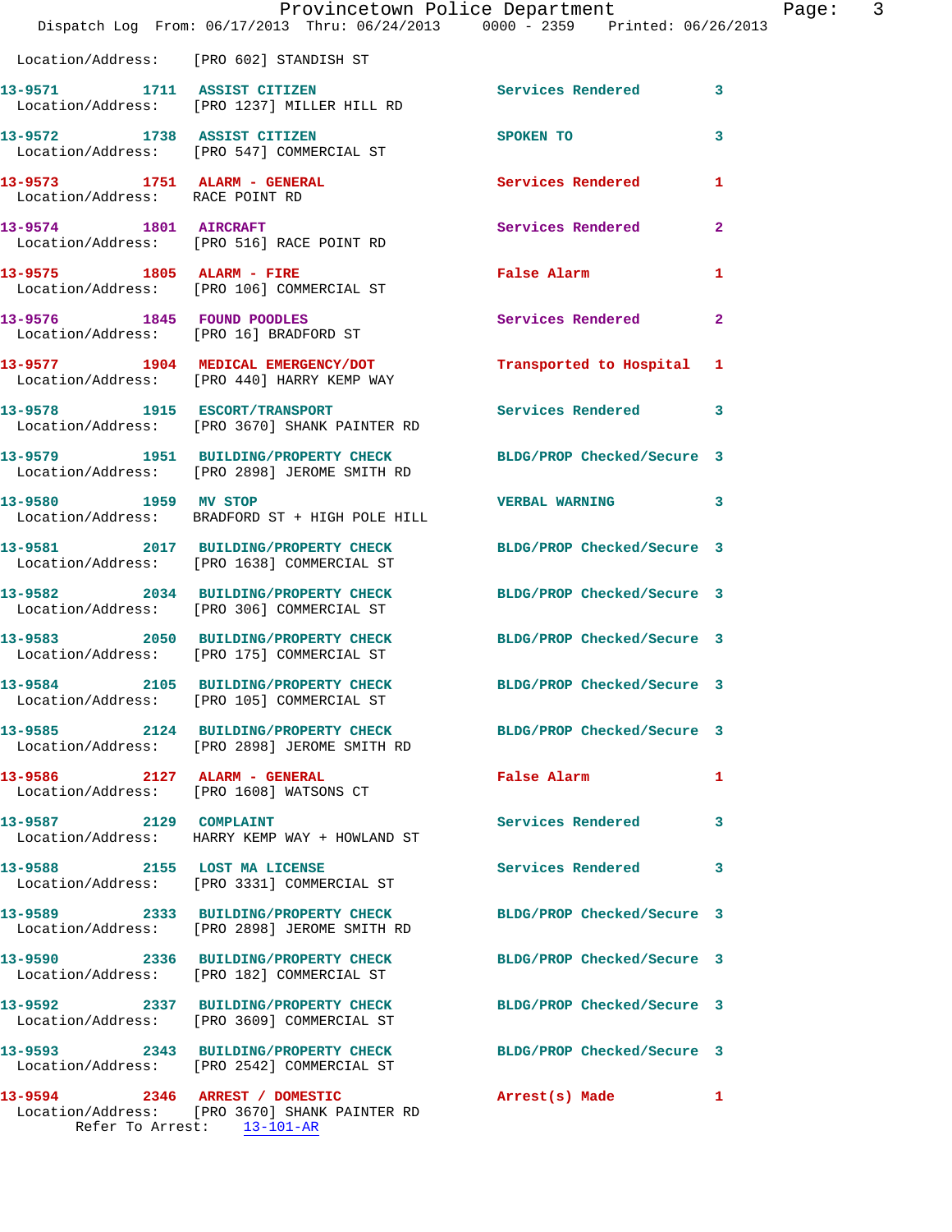Location/Address: [PRO 602] STANDISH ST

13-9571 1711 ASSIST CITIZEN Services Rendered 3
Location/Address: [PRO 1237] MILLER HILL RD

13-9572 1738 ASSIST CITIZEN SPOKEN TO 3
Location/Address: [PRO 547] COMMERCIAL ST

13-9573 1751 ALARM - GENERAL Services Rendered 1
Location/Address: RACE POINT RD

13-9574 1801 AIRCRAFT Services Rendered 2
Location/Address: [PRO 516] RACE POINT RD

13-9575 1805 ALARM - FIRE False Alarm 1
Location/Address: [PRO 106] COMMERCIAL ST

13-9576 1845 FOUND POODLES Services Rendered 2
Location/Address: [PRO 16] BRADFORD ST

13-9577 1904 MEDICAL EMERGENCY/DOT Transported to Hospital 1
Location/Address: [PRO 440] HARRY KEMP WAY

13-9578 1915 ESCORT/TRANSPORT Services Rendered 3
Location/Address: [PRO 3670] SHANK PAINTER RD

13-9579 1951 BUILDING/PROPERTY CHECK BLDG/PROP Checked/Secure 3
Location/Address: [PRO 2898] JEROME SMITH RD

13-9580 1959 MV STOP VERBAL WARNING 3
Location/Address: BRADFORD ST + HIGH POLE HILL

13-9581 2017 BUILDING/PROPERTY CHECK BLDG/PROP Checked/Secure 3
Location/Address: [PRO 1638] COMMERCIAL ST

13-9582 2034 BUILDING/PROPERTY CHECK BLDG/PROP Checked/Secure 3
Location/Address: [PRO 306] COMMERCIAL ST

13-9583 2050 BUILDING/PROPERTY CHECK BLDG/PROP Checked/Secure 3
Location/Address: [PRO 175] COMMERCIAL ST

13-9584 2105 BUILDING/PROPERTY CHECK BLDG/PROP Checked/Secure 3
Location/Address: [PRO 105] COMMERCIAL ST

13-9585 2124 BUILDING/PROPERTY CHECK BLDG/PROP Checked/Secure 3
Location/Address: [PRO 2898] JEROME SMITH RD

13-9586 2127 ALARM - GENERAL False Alarm 1
Location/Address: [PRO 1608] WATSONS CT

13-9587 2129 COMPLAINT Services Rendered 3
Location/Address: HARRY KEMP WAY + HOWLAND ST

13-9588 2155 LOST MA LICENSE Services Rendered 3
Location/Address: [PRO 3331] COMMERCIAL ST

13-9589 2333 BUILDING/PROPERTY CHECK BLDG/PROP Checked/Secure 3
Location/Address: [PRO 2898] JEROME SMITH RD

13-9590 2336 BUILDING/PROPERTY CHECK BLDG/PROP Checked/Secure 3
Location/Address: [PRO 182] COMMERCIAL ST

13-9592 2337 BUILDING/PROPERTY CHECK BLDG/PROP Checked/Secure 3
Location/Address: [PRO 3609] COMMERCIAL ST

13-9593 2343 BUILDING/PROPERTY CHECK BLDG/PROP Checked/Secure 3
Location/Address: [PRO 2542] COMMERCIAL ST

13-9594 2346 ARREST / DOMESTIC Arrest(s) Made 1
Location/Address: [PRO 3670] SHANK PAINTER RD
Refer To Arrest: 13-101-AR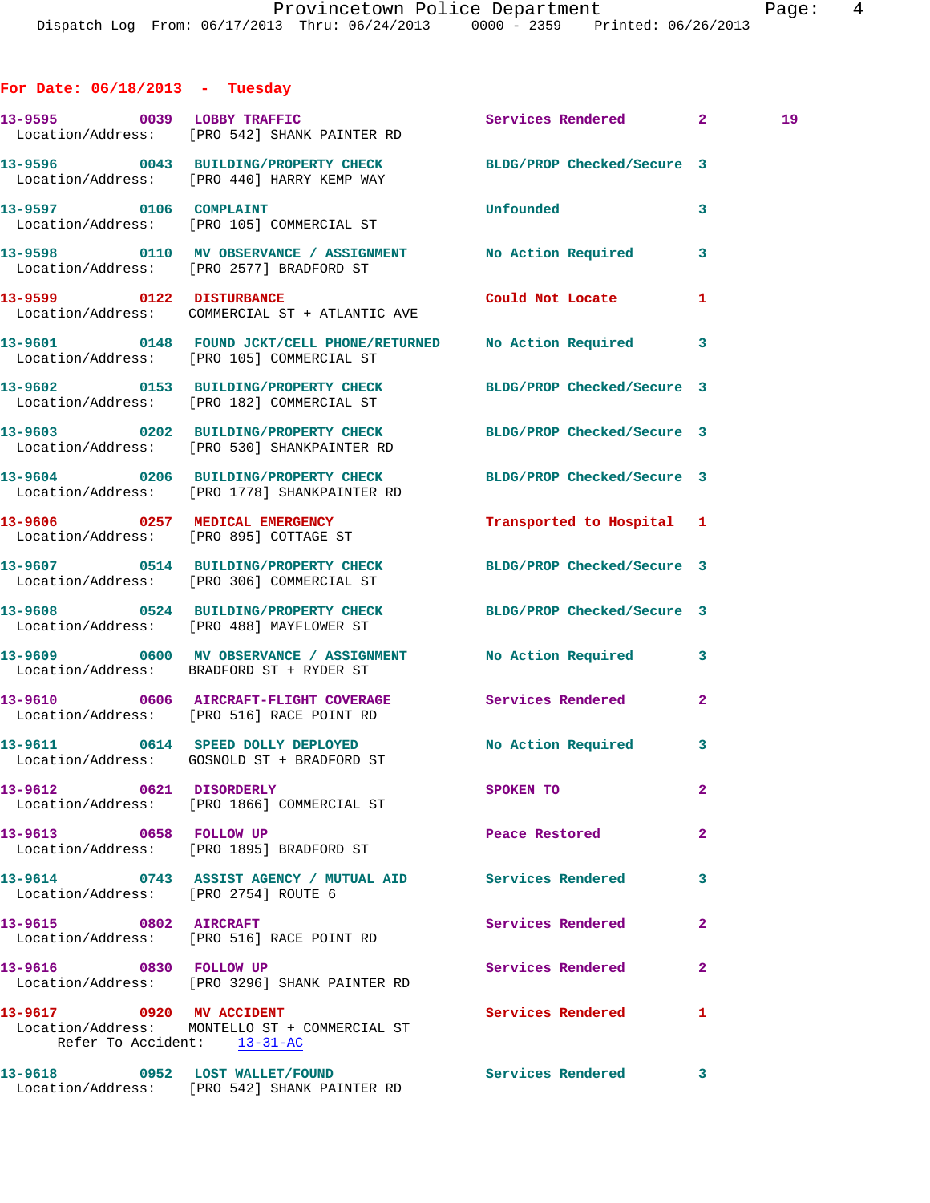## For Date: 06/18/2013 - Tuesday

| Call # | Time | Call Reason | Action | Priority | |
|---|---|---|---|---|---|
| 13-9595 | 0039 | LOBBY TRAFFIC | Services Rendered | 2 | 19 |
| | | Location/Address: [PRO 542] SHANK PAINTER RD | | | |
| 13-9596 | 0043 | BUILDING/PROPERTY CHECK | BLDG/PROP Checked/Secure | 3 | |
| | | Location/Address: [PRO 440] HARRY KEMP WAY | | | |
| 13-9597 | 0106 | COMPLAINT | Unfounded | 3 | |
| | | Location/Address: [PRO 105] COMMERCIAL ST | | | |
| 13-9598 | 0110 | MV OBSERVANCE / ASSIGNMENT | No Action Required | 3 | |
| | | Location/Address: [PRO 2577] BRADFORD ST | | | |
| 13-9599 | 0122 | DISTURBANCE | Could Not Locate | 1 | |
| | | Location/Address: COMMERCIAL ST + ATLANTIC AVE | | | |
| 13-9601 | 0148 | FOUND JCKT/CELL PHONE/RETURNED | No Action Required | 3 | |
| | | Location/Address: [PRO 105] COMMERCIAL ST | | | |
| 13-9602 | 0153 | BUILDING/PROPERTY CHECK | BLDG/PROP Checked/Secure | 3 | |
| | | Location/Address: [PRO 182] COMMERCIAL ST | | | |
| 13-9603 | 0202 | BUILDING/PROPERTY CHECK | BLDG/PROP Checked/Secure | 3 | |
| | | Location/Address: [PRO 530] SHANKPAINTER RD | | | |
| 13-9604 | 0206 | BUILDING/PROPERTY CHECK | BLDG/PROP Checked/Secure | 3 | |
| | | Location/Address: [PRO 1778] SHANKPAINTER RD | | | |
| 13-9606 | 0257 | MEDICAL EMERGENCY | Transported to Hospital | 1 | |
| | | Location/Address: [PRO 895] COTTAGE ST | | | |
| 13-9607 | 0514 | BUILDING/PROPERTY CHECK | BLDG/PROP Checked/Secure | 3 | |
| | | Location/Address: [PRO 306] COMMERCIAL ST | | | |
| 13-9608 | 0524 | BUILDING/PROPERTY CHECK | BLDG/PROP Checked/Secure | 3 | |
| | | Location/Address: [PRO 488] MAYFLOWER ST | | | |
| 13-9609 | 0600 | MV OBSERVANCE / ASSIGNMENT | No Action Required | 3 | |
| | | Location/Address: BRADFORD ST + RYDER ST | | | |
| 13-9610 | 0606 | AIRCRAFT-FLIGHT COVERAGE | Services Rendered | 2 | |
| | | Location/Address: [PRO 516] RACE POINT RD | | | |
| 13-9611 | 0614 | SPEED DOLLY DEPLOYED | No Action Required | 3 | |
| | | Location/Address: GOSNOLD ST + BRADFORD ST | | | |
| 13-9612 | 0621 | DISORDERLY | SPOKEN TO | 2 | |
| | | Location/Address: [PRO 1866] COMMERCIAL ST | | | |
| 13-9613 | 0658 | FOLLOW UP | Peace Restored | 2 | |
| | | Location/Address: [PRO 1895] BRADFORD ST | | | |
| 13-9614 | 0743 | ASSIST AGENCY / MUTUAL AID | Services Rendered | 3 | |
| | | Location/Address: [PRO 2754] ROUTE 6 | | | |
| 13-9615 | 0802 | AIRCRAFT | Services Rendered | 2 | |
| | | Location/Address: [PRO 516] RACE POINT RD | | | |
| 13-9616 | 0830 | FOLLOW UP | Services Rendered | 2 | |
| | | Location/Address: [PRO 3296] SHANK PAINTER RD | | | |
| 13-9617 | 0920 | MV ACCIDENT | Services Rendered | 1 | |
| | | Location/Address: MONTELLO ST + COMMERCIAL ST | | | |
| | | Refer To Accident: 13-31-AC | | | |
| 13-9618 | 0952 | LOST WALLET/FOUND | Services Rendered | 3 | |
| | | Location/Address: [PRO 542] SHANK PAINTER RD | | | |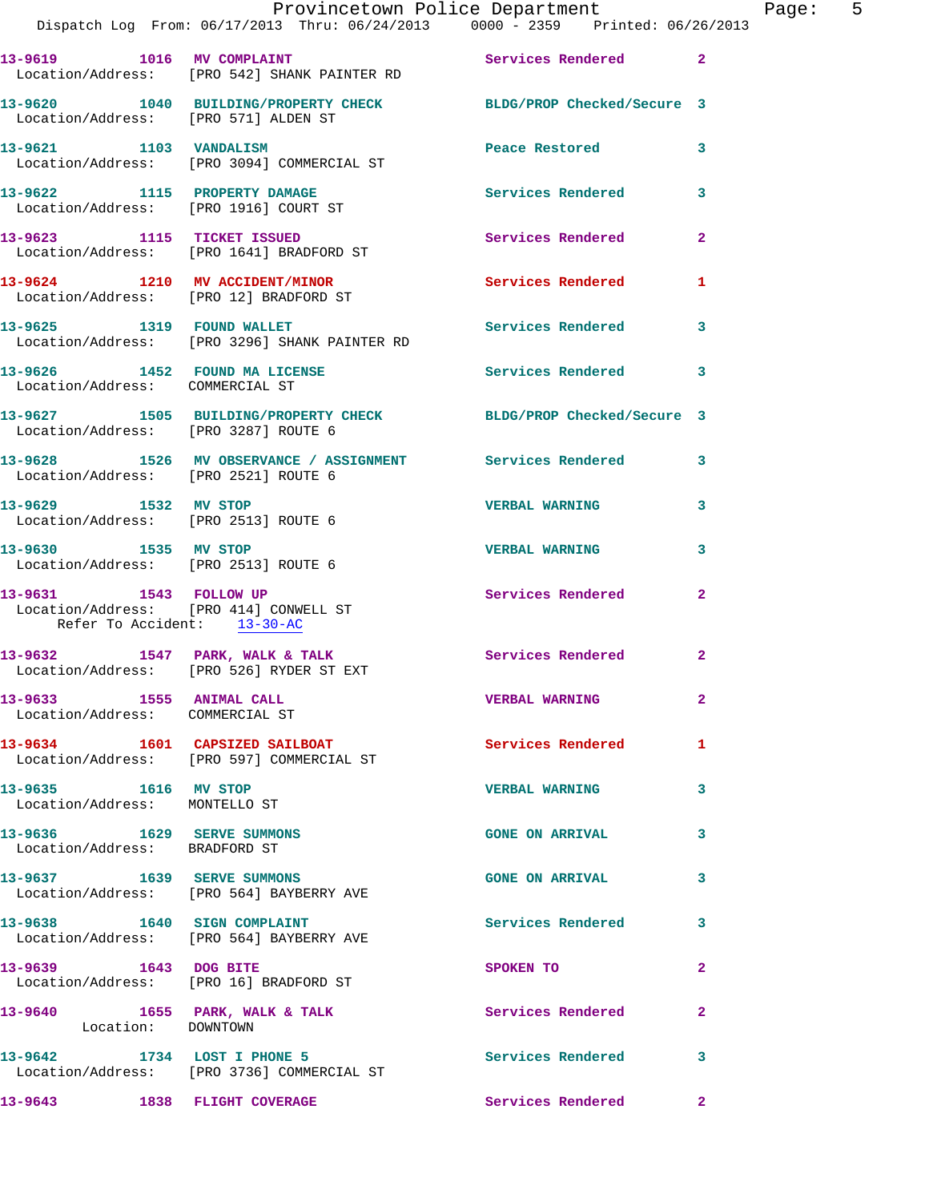13-9619 1016 MV COMPLAINT Services Rendered 2
Location/Address: [PRO 542] SHANK PAINTER RD

13-9620 1040 BUILDING/PROPERTY CHECK BLDG/PROP Checked/Secure 3
Location/Address: [PRO 571] ALDEN ST

13-9621 1103 VANDALISM Peace Restored 3
Location/Address: [PRO 3094] COMMERCIAL ST

13-9622 1115 PROPERTY DAMAGE Services Rendered 3
Location/Address: [PRO 1916] COURT ST

13-9623 1115 TICKET ISSUED Services Rendered 2
Location/Address: [PRO 1641] BRADFORD ST

13-9624 1210 MV ACCIDENT/MINOR Services Rendered 1
Location/Address: [PRO 12] BRADFORD ST

13-9625 1319 FOUND WALLET Services Rendered 3
Location/Address: [PRO 3296] SHANK PAINTER RD

13-9626 1452 FOUND MA LICENSE Services Rendered 3
Location/Address: COMMERCIAL ST

13-9627 1505 BUILDING/PROPERTY CHECK BLDG/PROP Checked/Secure 3
Location/Address: [PRO 3287] ROUTE 6

13-9628 1526 MV OBSERVANCE / ASSIGNMENT Services Rendered 3
Location/Address: [PRO 2521] ROUTE 6

13-9629 1532 MV STOP VERBAL WARNING 3
Location/Address: [PRO 2513] ROUTE 6

13-9630 1535 MV STOP VERBAL WARNING 3
Location/Address: [PRO 2513] ROUTE 6

13-9631 1543 FOLLOW UP Services Rendered 2
Location/Address: [PRO 414] CONWELL ST
Refer To Accident: 13-30-AC

13-9632 1547 PARK, WALK & TALK Services Rendered 2
Location/Address: [PRO 526] RYDER ST EXT

13-9633 1555 ANIMAL CALL VERBAL WARNING 2
Location/Address: COMMERCIAL ST

13-9634 1601 CAPSIZED SAILBOAT Services Rendered 1
Location/Address: [PRO 597] COMMERCIAL ST

13-9635 1616 MV STOP VERBAL WARNING 3
Location/Address: MONTELLO ST

13-9636 1629 SERVE SUMMONS GONE ON ARRIVAL 3
Location/Address: BRADFORD ST

13-9637 1639 SERVE SUMMONS GONE ON ARRIVAL 3
Location/Address: [PRO 564] BAYBERRY AVE

13-9638 1640 SIGN COMPLAINT Services Rendered 3
Location/Address: [PRO 564] BAYBERRY AVE

13-9639 1643 DOG BITE SPOKEN TO 2
Location/Address: [PRO 16] BRADFORD ST

13-9640 1655 PARK, WALK & TALK Services Rendered 2
Location: DOWNTOWN

13-9642 1734 LOST I PHONE 5 Services Rendered 3
Location/Address: [PRO 3736] COMMERCIAL ST

13-9643 1838 FLIGHT COVERAGE Services Rendered 2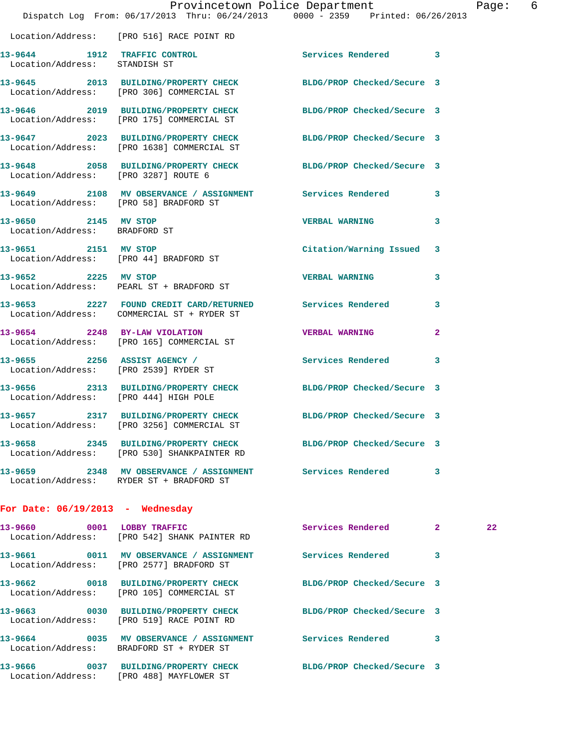Location/Address: [PRO 516] RACE POINT RD

13-9644 1912 TRAFFIC CONTROL Services Rendered 3
Location/Address: STANDISH ST

13-9645 2013 BUILDING/PROPERTY CHECK BLDG/PROP Checked/Secure 3
Location/Address: [PRO 306] COMMERCIAL ST

13-9646 2019 BUILDING/PROPERTY CHECK BLDG/PROP Checked/Secure 3
Location/Address: [PRO 175] COMMERCIAL ST

13-9647 2023 BUILDING/PROPERTY CHECK BLDG/PROP Checked/Secure 3
Location/Address: [PRO 1638] COMMERCIAL ST

13-9648 2058 BUILDING/PROPERTY CHECK BLDG/PROP Checked/Secure 3
Location/Address: [PRO 3287] ROUTE 6

13-9649 2108 MV OBSERVANCE / ASSIGNMENT Services Rendered 3
Location/Address: [PRO 58] BRADFORD ST

13-9650 2145 MV STOP VERBAL WARNING 3
Location/Address: BRADFORD ST

13-9651 2151 MV STOP Citation/Warning Issued 3
Location/Address: [PRO 44] BRADFORD ST

13-9652 2225 MV STOP VERBAL WARNING 3
Location/Address: PEARL ST + BRADFORD ST

13-9653 2227 FOUND CREDIT CARD/RETURNED Services Rendered 3
Location/Address: COMMERCIAL ST + RYDER ST

13-9654 2248 BY-LAW VIOLATION VERBAL WARNING 2
Location/Address: [PRO 165] COMMERCIAL ST

13-9655 2256 ASSIST AGENCY / Services Rendered 3
Location/Address: [PRO 2539] RYDER ST

13-9656 2313 BUILDING/PROPERTY CHECK BLDG/PROP Checked/Secure 3
Location/Address: [PRO 444] HIGH POLE

13-9657 2317 BUILDING/PROPERTY CHECK BLDG/PROP Checked/Secure 3
Location/Address: [PRO 3256] COMMERCIAL ST

13-9658 2345 BUILDING/PROPERTY CHECK BLDG/PROP Checked/Secure 3
Location/Address: [PRO 530] SHANKPAINTER RD

13-9659 2348 MV OBSERVANCE / ASSIGNMENT Services Rendered 3
Location/Address: RYDER ST + BRADFORD ST

## For Date: 06/19/2013 - Wednesday

13-9660 0001 LOBBY TRAFFIC Services Rendered 2 22
Location/Address: [PRO 542] SHANK PAINTER RD

13-9661 0011 MV OBSERVANCE / ASSIGNMENT Services Rendered 3
Location/Address: [PRO 2577] BRADFORD ST

13-9662 0018 BUILDING/PROPERTY CHECK BLDG/PROP Checked/Secure 3
Location/Address: [PRO 105] COMMERCIAL ST

13-9663 0030 BUILDING/PROPERTY CHECK BLDG/PROP Checked/Secure 3
Location/Address: [PRO 519] RACE POINT RD

13-9664 0035 MV OBSERVANCE / ASSIGNMENT Services Rendered 3
Location/Address: BRADFORD ST + RYDER ST

13-9666 0037 BUILDING/PROPERTY CHECK BLDG/PROP Checked/Secure 3
Location/Address: [PRO 488] MAYFLOWER ST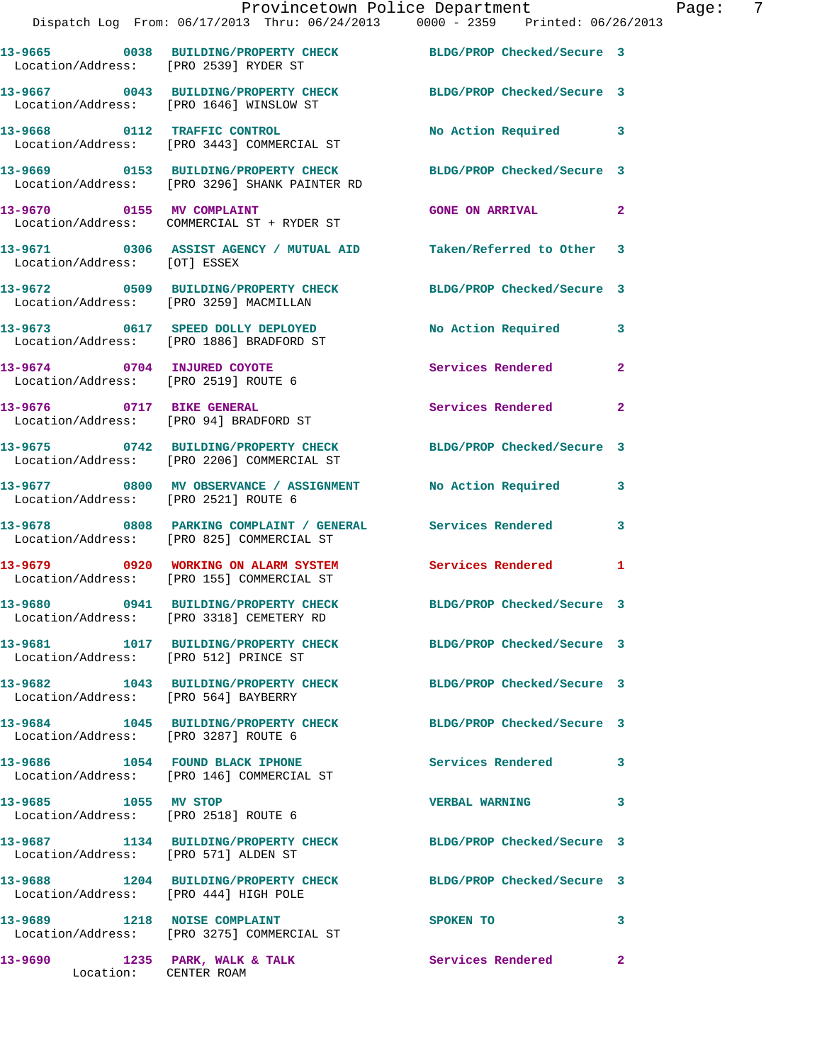13-9665 0038 BUILDING/PROPERTY CHECK BLDG/PROP Checked/Secure 3
Location/Address: [PRO 2539] RYDER ST

13-9667 0043 BUILDING/PROPERTY CHECK BLDG/PROP Checked/Secure 3
Location/Address: [PRO 1646] WINSLOW ST

13-9668 0112 TRAFFIC CONTROL No Action Required 3
Location/Address: [PRO 3443] COMMERCIAL ST

13-9669 0153 BUILDING/PROPERTY CHECK BLDG/PROP Checked/Secure 3
Location/Address: [PRO 3296] SHANK PAINTER RD

13-9670 0155 MV COMPLAINT GONE ON ARRIVAL 2
Location/Address: COMMERCIAL ST + RYDER ST

13-9671 0306 ASSIST AGENCY / MUTUAL AID Taken/Referred to Other 3
Location/Address: [OT] ESSEX

13-9672 0509 BUILDING/PROPERTY CHECK BLDG/PROP Checked/Secure 3
Location/Address: [PRO 3259] MACMILLAN

13-9673 0617 SPEED DOLLY DEPLOYED No Action Required 3
Location/Address: [PRO 1886] BRADFORD ST

13-9674 0704 INJURED COYOTE Services Rendered 2
Location/Address: [PRO 2519] ROUTE 6

13-9676 0717 BIKE GENERAL Services Rendered 2
Location/Address: [PRO 94] BRADFORD ST

13-9675 0742 BUILDING/PROPERTY CHECK BLDG/PROP Checked/Secure 3
Location/Address: [PRO 2206] COMMERCIAL ST

13-9677 0800 MV OBSERVANCE / ASSIGNMENT No Action Required 3
Location/Address: [PRO 2521] ROUTE 6

13-9678 0808 PARKING COMPLAINT / GENERAL Services Rendered 3
Location/Address: [PRO 825] COMMERCIAL ST

13-9679 0920 WORKING ON ALARM SYSTEM Services Rendered 1
Location/Address: [PRO 155] COMMERCIAL ST

13-9680 0941 BUILDING/PROPERTY CHECK BLDG/PROP Checked/Secure 3
Location/Address: [PRO 3318] CEMETERY RD

13-9681 1017 BUILDING/PROPERTY CHECK BLDG/PROP Checked/Secure 3
Location/Address: [PRO 512] PRINCE ST

13-9682 1043 BUILDING/PROPERTY CHECK BLDG/PROP Checked/Secure 3
Location/Address: [PRO 564] BAYBERRY

13-9684 1045 BUILDING/PROPERTY CHECK BLDG/PROP Checked/Secure 3
Location/Address: [PRO 3287] ROUTE 6

13-9686 1054 FOUND BLACK IPHONE Services Rendered 3
Location/Address: [PRO 146] COMMERCIAL ST

13-9685 1055 MV STOP VERBAL WARNING 3
Location/Address: [PRO 2518] ROUTE 6

13-9687 1134 BUILDING/PROPERTY CHECK BLDG/PROP Checked/Secure 3
Location/Address: [PRO 571] ALDEN ST

13-9688 1204 BUILDING/PROPERTY CHECK BLDG/PROP Checked/Secure 3
Location/Address: [PRO 444] HIGH POLE

13-9689 1218 NOISE COMPLAINT SPOKEN TO 3
Location/Address: [PRO 3275] COMMERCIAL ST

13-9690 1235 PARK, WALK & TALK Services Rendered 2
Location: CENTER ROAM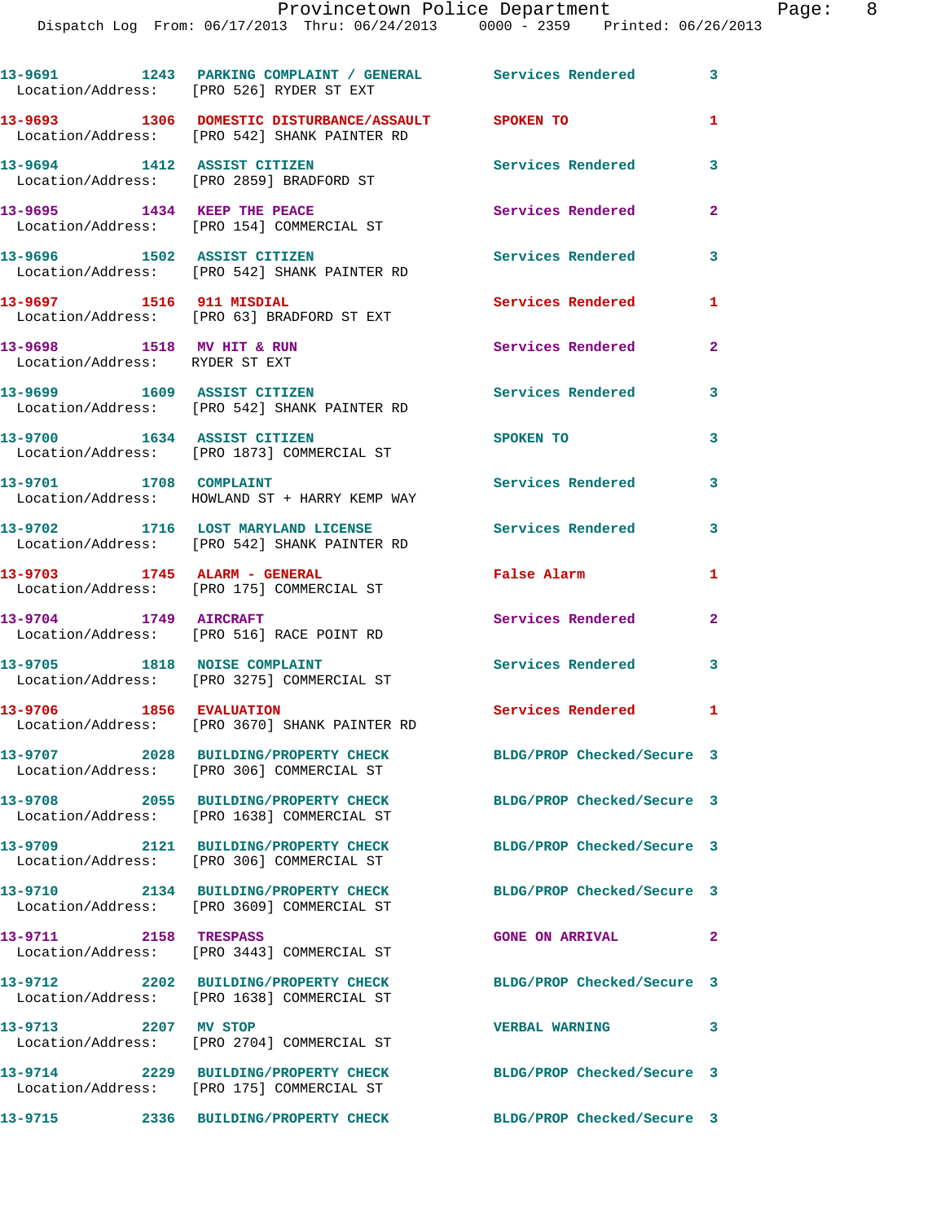| | | | | |
|---|---|---|---|---|
| 13-9691 | 1243 | PARKING COMPLAINT / GENERAL | Services Rendered | 3 |
| Location/Address: | [PRO 526] RYDER ST EXT | | | |
| 13-9693 | 1306 | DOMESTIC DISTURBANCE/ASSAULT | SPOKEN TO | 1 |
| Location/Address: | [PRO 542] SHANK PAINTER RD | | | |
| 13-9694 | 1412 | ASSIST CITIZEN | Services Rendered | 3 |
| Location/Address: | [PRO 2859] BRADFORD ST | | | |
| 13-9695 | 1434 | KEEP THE PEACE | Services Rendered | 2 |
| Location/Address: | [PRO 154] COMMERCIAL ST | | | |
| 13-9696 | 1502 | ASSIST CITIZEN | Services Rendered | 3 |
| Location/Address: | [PRO 542] SHANK PAINTER RD | | | |
| 13-9697 | 1516 | 911 MISDIAL | Services Rendered | 1 |
| Location/Address: | [PRO 63] BRADFORD ST EXT | | | |
| 13-9698 | 1518 | MV HIT & RUN | Services Rendered | 2 |
| Location/Address: | RYDER ST EXT | | | |
| 13-9699 | 1609 | ASSIST CITIZEN | Services Rendered | 3 |
| Location/Address: | [PRO 542] SHANK PAINTER RD | | | |
| 13-9700 | 1634 | ASSIST CITIZEN | SPOKEN TO | 3 |
| Location/Address: | [PRO 1873] COMMERCIAL ST | | | |
| 13-9701 | 1708 | COMPLAINT | Services Rendered | 3 |
| Location/Address: | HOWLAND ST + HARRY KEMP WAY | | | |
| 13-9702 | 1716 | LOST MARYLAND LICENSE | Services Rendered | 3 |
| Location/Address: | [PRO 542] SHANK PAINTER RD | | | |
| 13-9703 | 1745 | ALARM - GENERAL | False Alarm | 1 |
| Location/Address: | [PRO 175] COMMERCIAL ST | | | |
| 13-9704 | 1749 | AIRCRAFT | Services Rendered | 2 |
| Location/Address: | [PRO 516] RACE POINT RD | | | |
| 13-9705 | 1818 | NOISE COMPLAINT | Services Rendered | 3 |
| Location/Address: | [PRO 3275] COMMERCIAL ST | | | |
| 13-9706 | 1856 | EVALUATION | Services Rendered | 1 |
| Location/Address: | [PRO 3670] SHANK PAINTER RD | | | |
| 13-9707 | 2028 | BUILDING/PROPERTY CHECK | BLDG/PROP Checked/Secure | 3 |
| Location/Address: | [PRO 306] COMMERCIAL ST | | | |
| 13-9708 | 2055 | BUILDING/PROPERTY CHECK | BLDG/PROP Checked/Secure | 3 |
| Location/Address: | [PRO 1638] COMMERCIAL ST | | | |
| 13-9709 | 2121 | BUILDING/PROPERTY CHECK | BLDG/PROP Checked/Secure | 3 |
| Location/Address: | [PRO 306] COMMERCIAL ST | | | |
| 13-9710 | 2134 | BUILDING/PROPERTY CHECK | BLDG/PROP Checked/Secure | 3 |
| Location/Address: | [PRO 3609] COMMERCIAL ST | | | |
| 13-9711 | 2158 | TRESPASS | GONE ON ARRIVAL | 2 |
| Location/Address: | [PRO 3443] COMMERCIAL ST | | | |
| 13-9712 | 2202 | BUILDING/PROPERTY CHECK | BLDG/PROP Checked/Secure | 3 |
| Location/Address: | [PRO 1638] COMMERCIAL ST | | | |
| 13-9713 | 2207 | MV STOP | VERBAL WARNING | 3 |
| Location/Address: | [PRO 2704] COMMERCIAL ST | | | |
| 13-9714 | 2229 | BUILDING/PROPERTY CHECK | BLDG/PROP Checked/Secure | 3 |
| Location/Address: | [PRO 175] COMMERCIAL ST | | | |
| 13-9715 | 2336 | BUILDING/PROPERTY CHECK | BLDG/PROP Checked/Secure | 3 |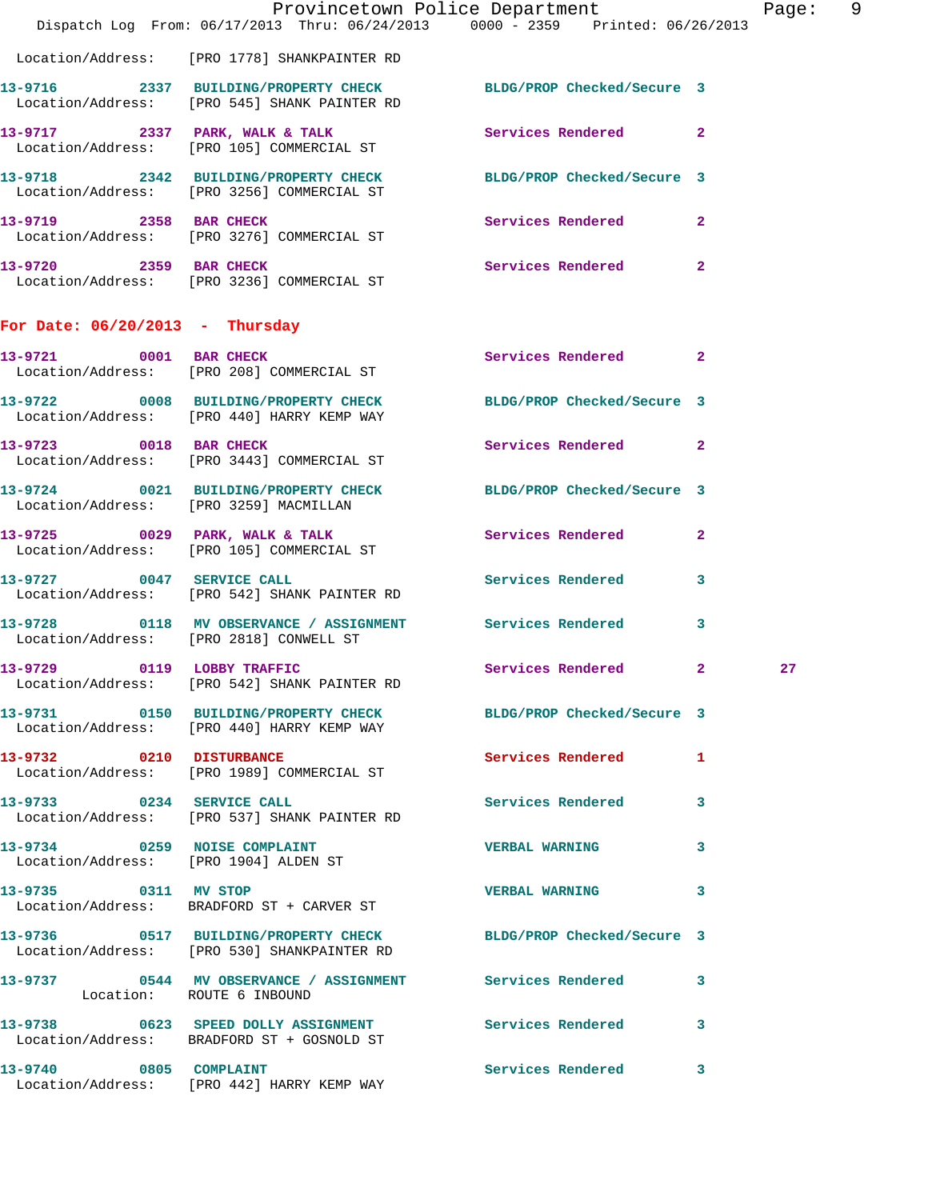Location/Address: [PRO 1778] SHANKPAINTER RD

13-9716 2337 BUILDING/PROPERTY CHECK BLDG/PROP Checked/Secure 3
Location/Address: [PRO 545] SHANK PAINTER RD

13-9717 2337 PARK, WALK & TALK Services Rendered 2
Location/Address: [PRO 105] COMMERCIAL ST

13-9718 2342 BUILDING/PROPERTY CHECK BLDG/PROP Checked/Secure 3
Location/Address: [PRO 3256] COMMERCIAL ST

13-9719 2358 BAR CHECK Services Rendered 2
Location/Address: [PRO 3276] COMMERCIAL ST

13-9720 2359 BAR CHECK Services Rendered 2
Location/Address: [PRO 3236] COMMERCIAL ST

**For Date: 06/20/2013 - Thursday**

13-9721 0001 BAR CHECK Services Rendered 2
Location/Address: [PRO 208] COMMERCIAL ST

13-9722 0008 BUILDING/PROPERTY CHECK BLDG/PROP Checked/Secure 3
Location/Address: [PRO 440] HARRY KEMP WAY

13-9723 0018 BAR CHECK Services Rendered 2
Location/Address: [PRO 3443] COMMERCIAL ST

13-9724 0021 BUILDING/PROPERTY CHECK BLDG/PROP Checked/Secure 3
Location/Address: [PRO 3259] MACMILLAN

13-9725 0029 PARK, WALK & TALK Services Rendered 2
Location/Address: [PRO 105] COMMERCIAL ST

13-9727 0047 SERVICE CALL Services Rendered 3
Location/Address: [PRO 542] SHANK PAINTER RD

13-9728 0118 MV OBSERVANCE / ASSIGNMENT Services Rendered 3
Location/Address: [PRO 2818] CONWELL ST

13-9729 0119 LOBBY TRAFFIC Services Rendered 2 27
Location/Address: [PRO 542] SHANK PAINTER RD

13-9731 0150 BUILDING/PROPERTY CHECK BLDG/PROP Checked/Secure 3
Location/Address: [PRO 440] HARRY KEMP WAY

13-9732 0210 DISTURBANCE Services Rendered 1
Location/Address: [PRO 1989] COMMERCIAL ST

13-9733 0234 SERVICE CALL Services Rendered 3
Location/Address: [PRO 537] SHANK PAINTER RD

13-9734 0259 NOISE COMPLAINT VERBAL WARNING 3
Location/Address: [PRO 1904] ALDEN ST

13-9735 0311 MV STOP VERBAL WARNING 3
Location/Address: BRADFORD ST + CARVER ST

13-9736 0517 BUILDING/PROPERTY CHECK BLDG/PROP Checked/Secure 3
Location/Address: [PRO 530] SHANKPAINTER RD

13-9737 0544 MV OBSERVANCE / ASSIGNMENT Services Rendered 3
Location: ROUTE 6 INBOUND

13-9738 0623 SPEED DOLLY ASSIGNMENT Services Rendered 3
Location/Address: BRADFORD ST + GOSNOLD ST

13-9740 0805 COMPLAINT Services Rendered 3
Location/Address: [PRO 442] HARRY KEMP WAY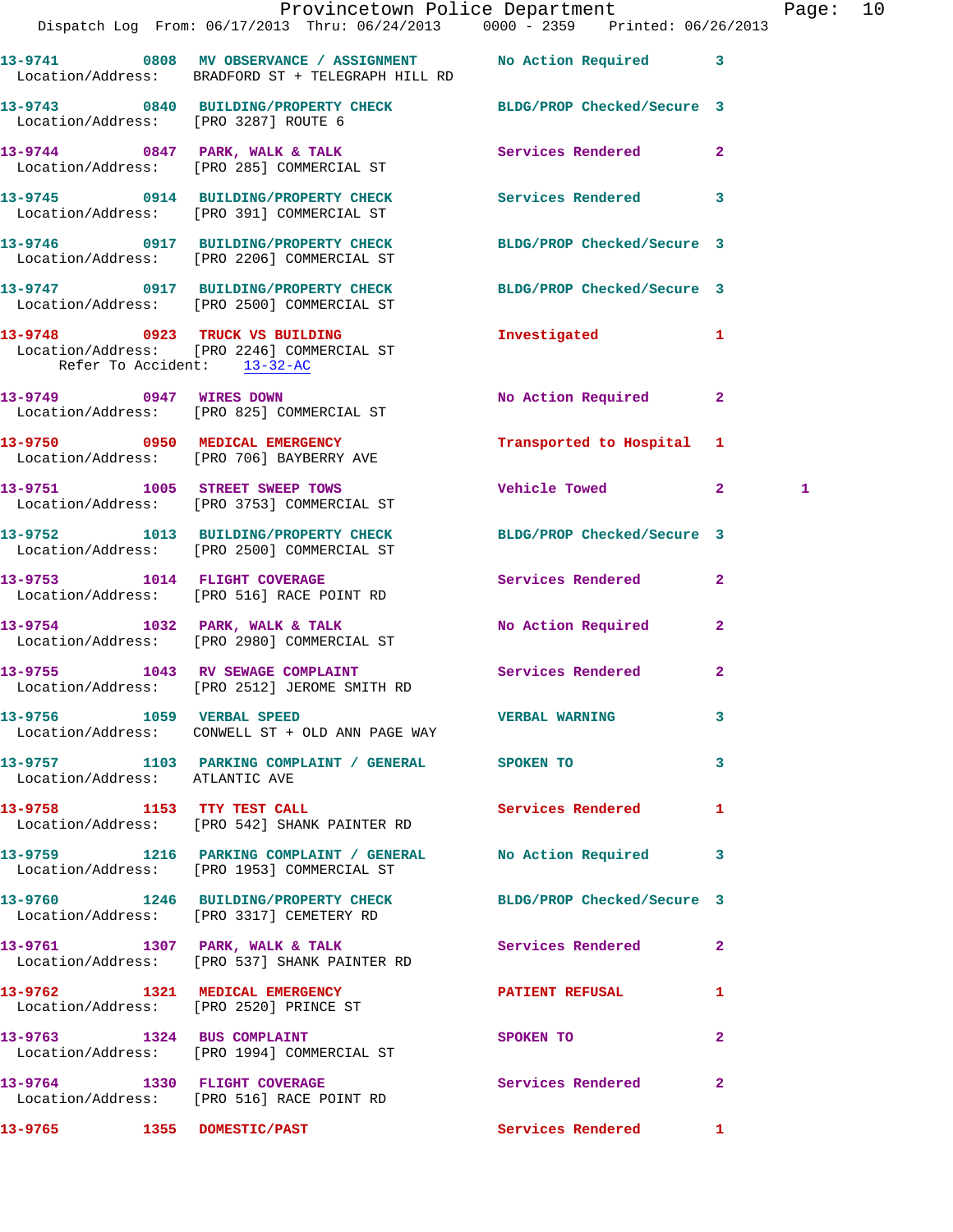13-9741 0808 MV OBSERVANCE / ASSIGNMENT No Action Required 3
Location/Address: BRADFORD ST + TELEGRAPH HILL RD

13-9743 0840 BUILDING/PROPERTY CHECK BLDG/PROP Checked/Secure 3
Location/Address: [PRO 3287] ROUTE 6

13-9744 0847 PARK, WALK & TALK Services Rendered 2
Location/Address: [PRO 285] COMMERCIAL ST

13-9745 0914 BUILDING/PROPERTY CHECK Services Rendered 3
Location/Address: [PRO 391] COMMERCIAL ST

13-9746 0917 BUILDING/PROPERTY CHECK BLDG/PROP Checked/Secure 3
Location/Address: [PRO 2206] COMMERCIAL ST

13-9747 0917 BUILDING/PROPERTY CHECK BLDG/PROP Checked/Secure 3
Location/Address: [PRO 2500] COMMERCIAL ST

13-9748 0923 TRUCK VS BUILDING Investigated 1
Location/Address: [PRO 2246] COMMERCIAL ST
Refer To Accident: 13-32-AC

13-9749 0947 WIRES DOWN No Action Required 2
Location/Address: [PRO 825] COMMERCIAL ST

13-9750 0950 MEDICAL EMERGENCY Transported to Hospital 1
Location/Address: [PRO 706] BAYBERRY AVE

13-9751 1005 STREET SWEEP TOWS Vehicle Towed 2 1
Location/Address: [PRO 3753] COMMERCIAL ST

13-9752 1013 BUILDING/PROPERTY CHECK BLDG/PROP Checked/Secure 3
Location/Address: [PRO 2500] COMMERCIAL ST

13-9753 1014 FLIGHT COVERAGE Services Rendered 2
Location/Address: [PRO 516] RACE POINT RD

13-9754 1032 PARK, WALK & TALK No Action Required 2
Location/Address: [PRO 2980] COMMERCIAL ST

13-9755 1043 RV SEWAGE COMPLAINT Services Rendered 2
Location/Address: [PRO 2512] JEROME SMITH RD

13-9756 1059 VERBAL SPEED VERBAL WARNING 3
Location/Address: CONWELL ST + OLD ANN PAGE WAY

13-9757 1103 PARKING COMPLAINT / GENERAL SPOKEN TO 3
Location/Address: ATLANTIC AVE

13-9758 1153 TTY TEST CALL Services Rendered 1
Location/Address: [PRO 542] SHANK PAINTER RD

13-9759 1216 PARKING COMPLAINT / GENERAL No Action Required 3
Location/Address: [PRO 1953] COMMERCIAL ST

13-9760 1246 BUILDING/PROPERTY CHECK BLDG/PROP Checked/Secure 3
Location/Address: [PRO 3317] CEMETERY RD

13-9761 1307 PARK, WALK & TALK Services Rendered 2
Location/Address: [PRO 537] SHANK PAINTER RD

13-9762 1321 MEDICAL EMERGENCY PATIENT REFUSAL 1
Location/Address: [PRO 2520] PRINCE ST

13-9763 1324 BUS COMPLAINT SPOKEN TO 2
Location/Address: [PRO 1994] COMMERCIAL ST

13-9764 1330 FLIGHT COVERAGE Services Rendered 2
Location/Address: [PRO 516] RACE POINT RD

13-9765 1355 DOMESTIC/PAST Services Rendered 1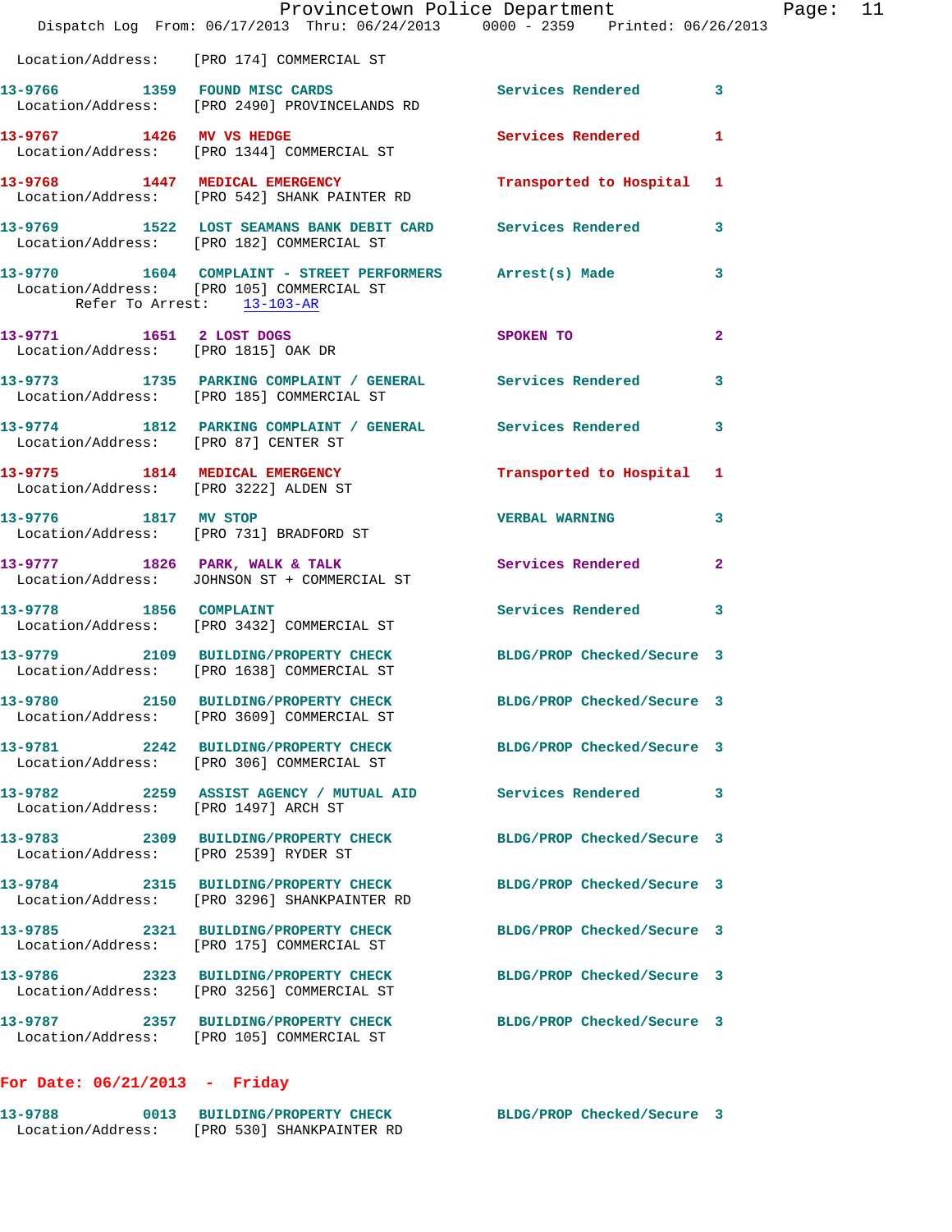Location/Address: [PRO 174] COMMERCIAL ST

| Call # | Time | Call Reason | Action | Priority |
|---|---|---|---|---|
| 13-9766 | 1359 | FOUND MISC CARDS | Services Rendered | 3 |
| | | Location/Address: [PRO 2490] PROVINCELANDS RD | | |
| 13-9767 | 1426 | MV VS HEDGE | Services Rendered | 1 |
| | | Location/Address: [PRO 1344] COMMERCIAL ST | | |
| 13-9768 | 1447 | MEDICAL EMERGENCY | Transported to Hospital | 1 |
| | | Location/Address: [PRO 542] SHANK PAINTER RD | | |
| 13-9769 | 1522 | LOST SEAMANS BANK DEBIT CARD | Services Rendered | 3 |
| | | Location/Address: [PRO 182] COMMERCIAL ST | | |
| 13-9770 | 1604 | COMPLAINT - STREET PERFORMERS | Arrest(s) Made | 3 |
| | | Location/Address: [PRO 105] COMMERCIAL ST; Refer To Arrest: 13-103-AR | | |
| 13-9771 | 1651 | 2 LOST DOGS | SPOKEN TO | 2 |
| | | Location/Address: [PRO 1815] OAK DR | | |
| 13-9773 | 1735 | PARKING COMPLAINT / GENERAL | Services Rendered | 3 |
| | | Location/Address: [PRO 185] COMMERCIAL ST | | |
| 13-9774 | 1812 | PARKING COMPLAINT / GENERAL | Services Rendered | 3 |
| | | Location/Address: [PRO 87] CENTER ST | | |
| 13-9775 | 1814 | MEDICAL EMERGENCY | Transported to Hospital | 1 |
| | | Location/Address: [PRO 3222] ALDEN ST | | |
| 13-9776 | 1817 | MV STOP | VERBAL WARNING | 3 |
| | | Location/Address: [PRO 731] BRADFORD ST | | |
| 13-9777 | 1826 | PARK, WALK & TALK | Services Rendered | 2 |
| | | Location/Address: JOHNSON ST + COMMERCIAL ST | | |
| 13-9778 | 1856 | COMPLAINT | Services Rendered | 3 |
| | | Location/Address: [PRO 3432] COMMERCIAL ST | | |
| 13-9779 | 2109 | BUILDING/PROPERTY CHECK | BLDG/PROP Checked/Secure | 3 |
| | | Location/Address: [PRO 1638] COMMERCIAL ST | | |
| 13-9780 | 2150 | BUILDING/PROPERTY CHECK | BLDG/PROP Checked/Secure | 3 |
| | | Location/Address: [PRO 3609] COMMERCIAL ST | | |
| 13-9781 | 2242 | BUILDING/PROPERTY CHECK | BLDG/PROP Checked/Secure | 3 |
| | | Location/Address: [PRO 306] COMMERCIAL ST | | |
| 13-9782 | 2259 | ASSIST AGENCY / MUTUAL AID | Services Rendered | 3 |
| | | Location/Address: [PRO 1497] ARCH ST | | |
| 13-9783 | 2309 | BUILDING/PROPERTY CHECK | BLDG/PROP Checked/Secure | 3 |
| | | Location/Address: [PRO 2539] RYDER ST | | |
| 13-9784 | 2315 | BUILDING/PROPERTY CHECK | BLDG/PROP Checked/Secure | 3 |
| | | Location/Address: [PRO 3296] SHANKPAINTER RD | | |
| 13-9785 | 2321 | BUILDING/PROPERTY CHECK | BLDG/PROP Checked/Secure | 3 |
| | | Location/Address: [PRO 175] COMMERCIAL ST | | |
| 13-9786 | 2323 | BUILDING/PROPERTY CHECK | BLDG/PROP Checked/Secure | 3 |
| | | Location/Address: [PRO 3256] COMMERCIAL ST | | |
| 13-9787 | 2357 | BUILDING/PROPERTY CHECK | BLDG/PROP Checked/Secure | 3 |
| | | Location/Address: [PRO 105] COMMERCIAL ST | | |

## For Date: 06/21/2013 - Friday

| Call # | Time | Call Reason | Action | Priority |
|---|---|---|---|---|
| 13-9788 | 0013 | BUILDING/PROPERTY CHECK | BLDG/PROP Checked/Secure | 3 |
| | | Location/Address: [PRO 530] SHANKPAINTER RD | | |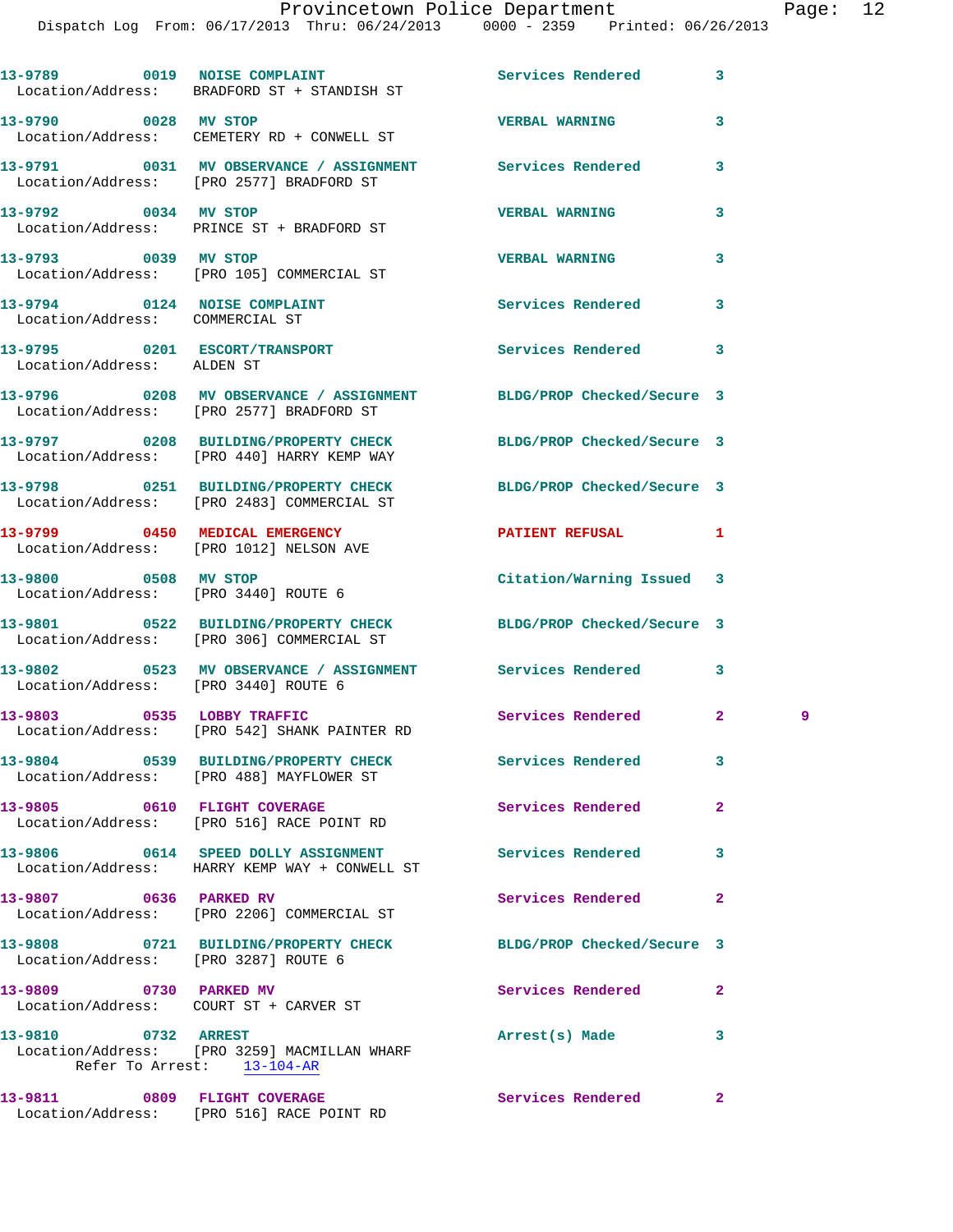13-9789 0019 NOISE COMPLAINT Services Rendered 3
Location/Address: BRADFORD ST + STANDISH ST

13-9790 0028 MV STOP VERBAL WARNING 3
Location/Address: CEMETERY RD + CONWELL ST

13-9791 0031 MV OBSERVANCE / ASSIGNMENT Services Rendered 3
Location/Address: [PRO 2577] BRADFORD ST

13-9792 0034 MV STOP VERBAL WARNING 3
Location/Address: PRINCE ST + BRADFORD ST

13-9793 0039 MV STOP VERBAL WARNING 3
Location/Address: [PRO 105] COMMERCIAL ST

13-9794 0124 NOISE COMPLAINT Services Rendered 3
Location/Address: COMMERCIAL ST

13-9795 0201 ESCORT/TRANSPORT Services Rendered 3
Location/Address: ALDEN ST

13-9796 0208 MV OBSERVANCE / ASSIGNMENT BLDG/PROP Checked/Secure 3
Location/Address: [PRO 2577] BRADFORD ST

13-9797 0208 BUILDING/PROPERTY CHECK BLDG/PROP Checked/Secure 3
Location/Address: [PRO 440] HARRY KEMP WAY

13-9798 0251 BUILDING/PROPERTY CHECK BLDG/PROP Checked/Secure 3
Location/Address: [PRO 2483] COMMERCIAL ST

13-9799 0450 MEDICAL EMERGENCY PATIENT REFUSAL 1
Location/Address: [PRO 1012] NELSON AVE

13-9800 0508 MV STOP Citation/Warning Issued 3
Location/Address: [PRO 3440] ROUTE 6

13-9801 0522 BUILDING/PROPERTY CHECK BLDG/PROP Checked/Secure 3
Location/Address: [PRO 306] COMMERCIAL ST

13-9802 0523 MV OBSERVANCE / ASSIGNMENT Services Rendered 3
Location/Address: [PRO 3440] ROUTE 6

13-9803 0535 LOBBY TRAFFIC Services Rendered 2 9
Location/Address: [PRO 542] SHANK PAINTER RD

13-9804 0539 BUILDING/PROPERTY CHECK Services Rendered 3
Location/Address: [PRO 488] MAYFLOWER ST

13-9805 0610 FLIGHT COVERAGE Services Rendered 2
Location/Address: [PRO 516] RACE POINT RD

13-9806 0614 SPEED DOLLY ASSIGNMENT Services Rendered 3
Location/Address: HARRY KEMP WAY + CONWELL ST

13-9807 0636 PARKED RV Services Rendered 2
Location/Address: [PRO 2206] COMMERCIAL ST

13-9808 0721 BUILDING/PROPERTY CHECK BLDG/PROP Checked/Secure 3
Location/Address: [PRO 3287] ROUTE 6

13-9809 0730 PARKED MV Services Rendered 2
Location/Address: COURT ST + CARVER ST

13-9810 0732 ARREST Arrest(s) Made 3
Location/Address: [PRO 3259] MACMILLAN WHARF
Refer To Arrest: 13-104-AR

13-9811 0809 FLIGHT COVERAGE Services Rendered 2
Location/Address: [PRO 516] RACE POINT RD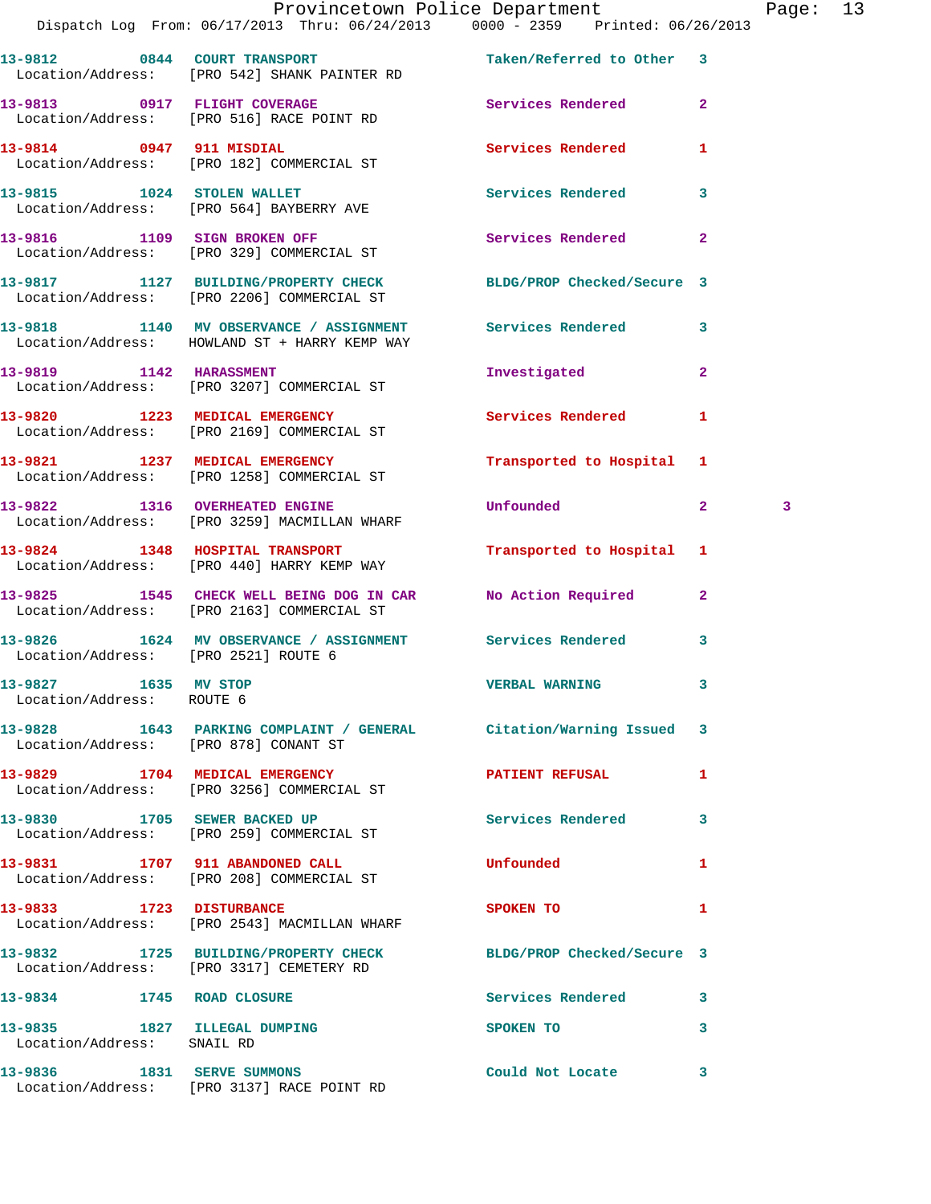13-9812 0844 COURT TRANSPORT Taken/Referred to Other 3
Location/Address: [PRO 542] SHANK PAINTER RD

13-9813 0917 FLIGHT COVERAGE Services Rendered 2
Location/Address: [PRO 516] RACE POINT RD

13-9814 0947 911 MISDIAL Services Rendered 1
Location/Address: [PRO 182] COMMERCIAL ST

13-9815 1024 STOLEN WALLET Services Rendered 3
Location/Address: [PRO 564] BAYBERRY AVE

13-9816 1109 SIGN BROKEN OFF Services Rendered 2
Location/Address: [PRO 329] COMMERCIAL ST

13-9817 1127 BUILDING/PROPERTY CHECK BLDG/PROP Checked/Secure 3
Location/Address: [PRO 2206] COMMERCIAL ST

13-9818 1140 MV OBSERVANCE / ASSIGNMENT Services Rendered 3
Location/Address: HOWLAND ST + HARRY KEMP WAY

13-9819 1142 HARASSMENT Investigated 2
Location/Address: [PRO 3207] COMMERCIAL ST

13-9820 1223 MEDICAL EMERGENCY Services Rendered 1
Location/Address: [PRO 2169] COMMERCIAL ST

13-9821 1237 MEDICAL EMERGENCY Transported to Hospital 1
Location/Address: [PRO 1258] COMMERCIAL ST

13-9822 1316 OVERHEATED ENGINE Unfounded 2 3
Location/Address: [PRO 3259] MACMILLAN WHARF

13-9824 1348 HOSPITAL TRANSPORT Transported to Hospital 1
Location/Address: [PRO 440] HARRY KEMP WAY

13-9825 1545 CHECK WELL BEING DOG IN CAR No Action Required 2
Location/Address: [PRO 2163] COMMERCIAL ST

13-9826 1624 MV OBSERVANCE / ASSIGNMENT Services Rendered 3
Location/Address: [PRO 2521] ROUTE 6

13-9827 1635 MV STOP VERBAL WARNING 3
Location/Address: ROUTE 6

13-9828 1643 PARKING COMPLAINT / GENERAL Citation/Warning Issued 3
Location/Address: [PRO 878] CONANT ST

13-9829 1704 MEDICAL EMERGENCY PATIENT REFUSAL 1
Location/Address: [PRO 3256] COMMERCIAL ST

13-9830 1705 SEWER BACKED UP Services Rendered 3
Location/Address: [PRO 259] COMMERCIAL ST

13-9831 1707 911 ABANDONED CALL Unfounded 1
Location/Address: [PRO 208] COMMERCIAL ST

13-9833 1723 DISTURBANCE SPOKEN TO 1
Location/Address: [PRO 2543] MACMILLAN WHARF

13-9832 1725 BUILDING/PROPERTY CHECK BLDG/PROP Checked/Secure 3
Location/Address: [PRO 3317] CEMETERY RD

13-9834 1745 ROAD CLOSURE Services Rendered 3

13-9835 1827 ILLEGAL DUMPING SPOKEN TO 3
Location/Address: SNAIL RD

13-9836 1831 SERVE SUMMONS Could Not Locate 3
Location/Address: [PRO 3137] RACE POINT RD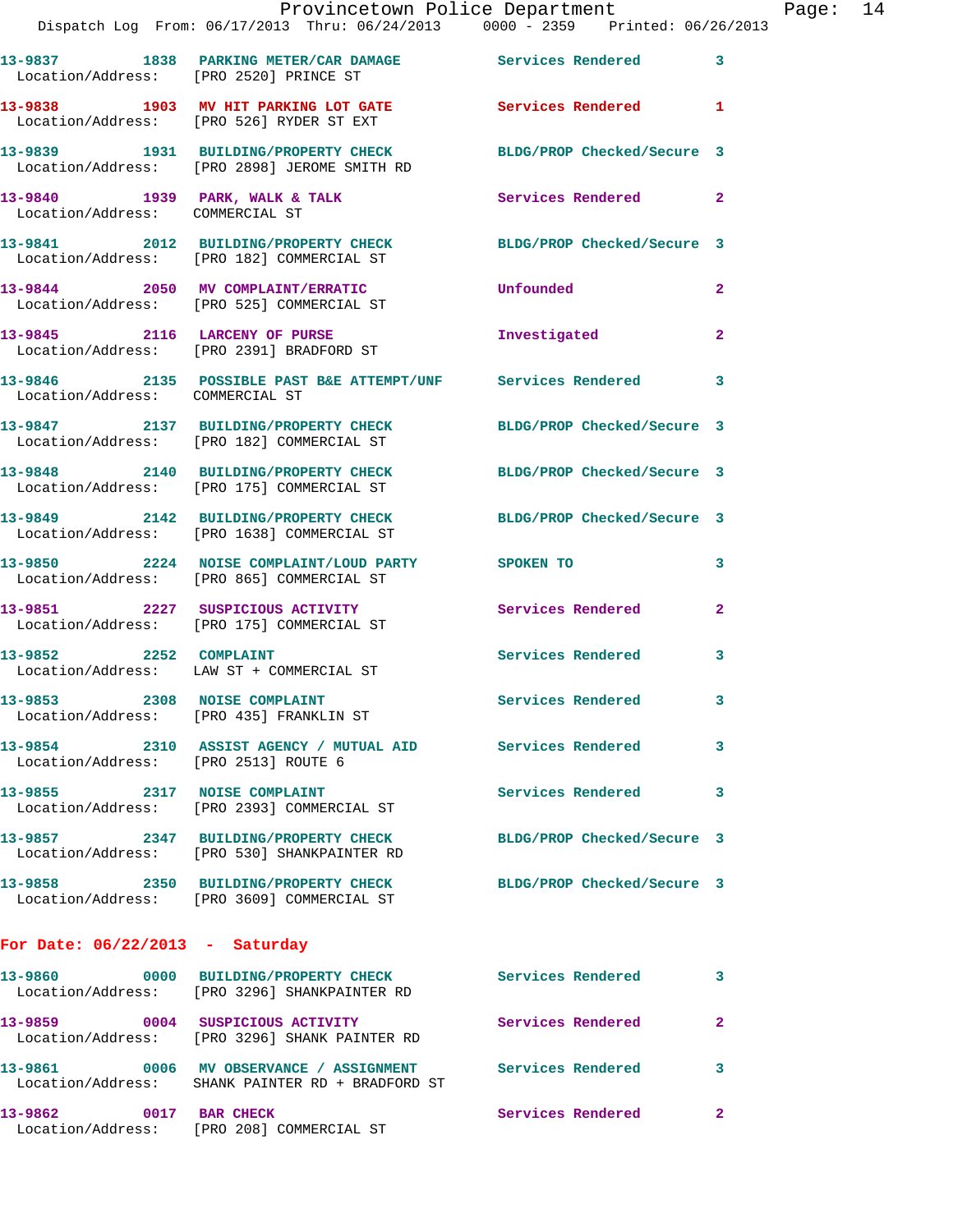13-9837 1838 PARKING METER/CAR DAMAGE Services Rendered 3
Location/Address: [PRO 2520] PRINCE ST

13-9838 1903 MV HIT PARKING LOT GATE Services Rendered 1
Location/Address: [PRO 526] RYDER ST EXT

13-9839 1931 BUILDING/PROPERTY CHECK BLDG/PROP Checked/Secure 3
Location/Address: [PRO 2898] JEROME SMITH RD

13-9840 1939 PARK, WALK & TALK Services Rendered 2
Location/Address: COMMERCIAL ST

13-9841 2012 BUILDING/PROPERTY CHECK BLDG/PROP Checked/Secure 3
Location/Address: [PRO 182] COMMERCIAL ST

13-9844 2050 MV COMPLAINT/ERRATIC Unfounded 2
Location/Address: [PRO 525] COMMERCIAL ST

13-9845 2116 LARCENY OF PURSE Investigated 2
Location/Address: [PRO 2391] BRADFORD ST

13-9846 2135 POSSIBLE PAST B&E ATTEMPT/UNF Services Rendered 3
Location/Address: COMMERCIAL ST

13-9847 2137 BUILDING/PROPERTY CHECK BLDG/PROP Checked/Secure 3
Location/Address: [PRO 182] COMMERCIAL ST

13-9848 2140 BUILDING/PROPERTY CHECK BLDG/PROP Checked/Secure 3
Location/Address: [PRO 175] COMMERCIAL ST

13-9849 2142 BUILDING/PROPERTY CHECK BLDG/PROP Checked/Secure 3
Location/Address: [PRO 1638] COMMERCIAL ST

13-9850 2224 NOISE COMPLAINT/LOUD PARTY SPOKEN TO 3
Location/Address: [PRO 865] COMMERCIAL ST

13-9851 2227 SUSPICIOUS ACTIVITY Services Rendered 2
Location/Address: [PRO 175] COMMERCIAL ST

13-9852 2252 COMPLAINT Services Rendered 3
Location/Address: LAW ST + COMMERCIAL ST

13-9853 2308 NOISE COMPLAINT Services Rendered 3
Location/Address: [PRO 435] FRANKLIN ST

13-9854 2310 ASSIST AGENCY / MUTUAL AID Services Rendered 3
Location/Address: [PRO 2513] ROUTE 6

13-9855 2317 NOISE COMPLAINT Services Rendered 3
Location/Address: [PRO 2393] COMMERCIAL ST

13-9857 2347 BUILDING/PROPERTY CHECK BLDG/PROP Checked/Secure 3
Location/Address: [PRO 530] SHANKPAINTER RD

13-9858 2350 BUILDING/PROPERTY CHECK BLDG/PROP Checked/Secure 3
Location/Address: [PRO 3609] COMMERCIAL ST

**For Date: 06/22/2013 - Saturday**

13-9860 0000 BUILDING/PROPERTY CHECK Services Rendered 3
Location/Address: [PRO 3296] SHANKPAINTER RD

13-9859 0004 SUSPICIOUS ACTIVITY Services Rendered 2
Location/Address: [PRO 3296] SHANK PAINTER RD

13-9861 0006 MV OBSERVANCE / ASSIGNMENT Services Rendered 3
Location/Address: SHANK PAINTER RD + BRADFORD ST

13-9862 0017 BAR CHECK Services Rendered 2
Location/Address: [PRO 208] COMMERCIAL ST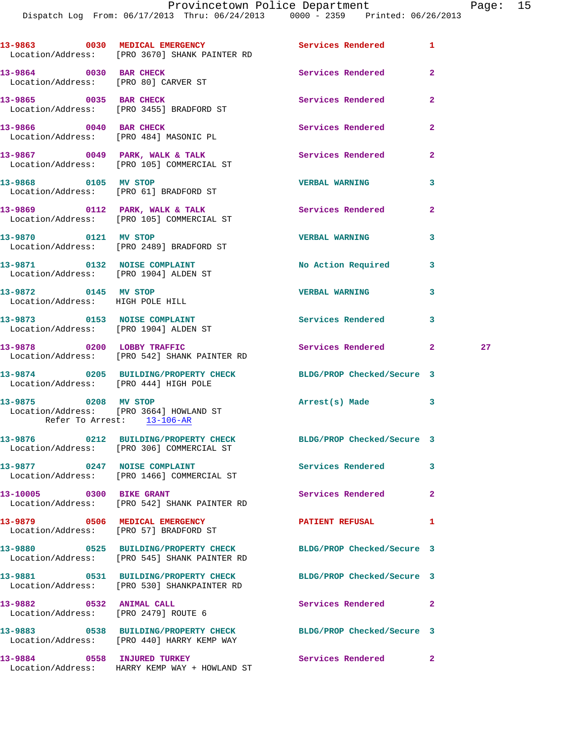13-9863 0030 MEDICAL EMERGENCY Services Rendered 1
Location/Address: [PRO 3670] SHANK PAINTER RD

13-9864 0030 BAR CHECK Services Rendered 2
Location/Address: [PRO 80] CARVER ST

13-9865 0035 BAR CHECK Services Rendered 2
Location/Address: [PRO 3455] BRADFORD ST

13-9866 0040 BAR CHECK Services Rendered 2
Location/Address: [PRO 484] MASONIC PL

13-9867 0049 PARK, WALK & TALK Services Rendered 2
Location/Address: [PRO 105] COMMERCIAL ST

13-9868 0105 MV STOP VERBAL WARNING 3
Location/Address: [PRO 61] BRADFORD ST

13-9869 0112 PARK, WALK & TALK Services Rendered 2
Location/Address: [PRO 105] COMMERCIAL ST

13-9870 0121 MV STOP VERBAL WARNING 3
Location/Address: [PRO 2489] BRADFORD ST

13-9871 0132 NOISE COMPLAINT No Action Required 3
Location/Address: [PRO 1904] ALDEN ST

13-9872 0145 MV STOP VERBAL WARNING 3
Location/Address: HIGH POLE HILL

13-9873 0153 NOISE COMPLAINT Services Rendered 3
Location/Address: [PRO 1904] ALDEN ST

13-9878 0200 LOBBY TRAFFIC Services Rendered 2 27
Location/Address: [PRO 542] SHANK PAINTER RD

13-9874 0205 BUILDING/PROPERTY CHECK BLDG/PROP Checked/Secure 3
Location/Address: [PRO 444] HIGH POLE

13-9875 0208 MV STOP Arrest(s) Made 3
Location/Address: [PRO 3664] HOWLAND ST
Refer To Arrest: 13-106-AR

13-9876 0212 BUILDING/PROPERTY CHECK BLDG/PROP Checked/Secure 3
Location/Address: [PRO 306] COMMERCIAL ST

13-9877 0247 NOISE COMPLAINT Services Rendered 3
Location/Address: [PRO 1466] COMMERCIAL ST

13-10005 0300 BIKE GRANT Services Rendered 2
Location/Address: [PRO 542] SHANK PAINTER RD

13-9879 0506 MEDICAL EMERGENCY PATIENT REFUSAL 1
Location/Address: [PRO 57] BRADFORD ST

13-9880 0525 BUILDING/PROPERTY CHECK BLDG/PROP Checked/Secure 3
Location/Address: [PRO 545] SHANK PAINTER RD

13-9881 0531 BUILDING/PROPERTY CHECK BLDG/PROP Checked/Secure 3
Location/Address: [PRO 530] SHANKPAINTER RD

13-9882 0532 ANIMAL CALL Services Rendered 2
Location/Address: [PRO 2479] ROUTE 6

13-9883 0538 BUILDING/PROPERTY CHECK BLDG/PROP Checked/Secure 3
Location/Address: [PRO 440] HARRY KEMP WAY

13-9884 0558 INJURED TURKEY Services Rendered 2
Location/Address: HARRY KEMP WAY + HOWLAND ST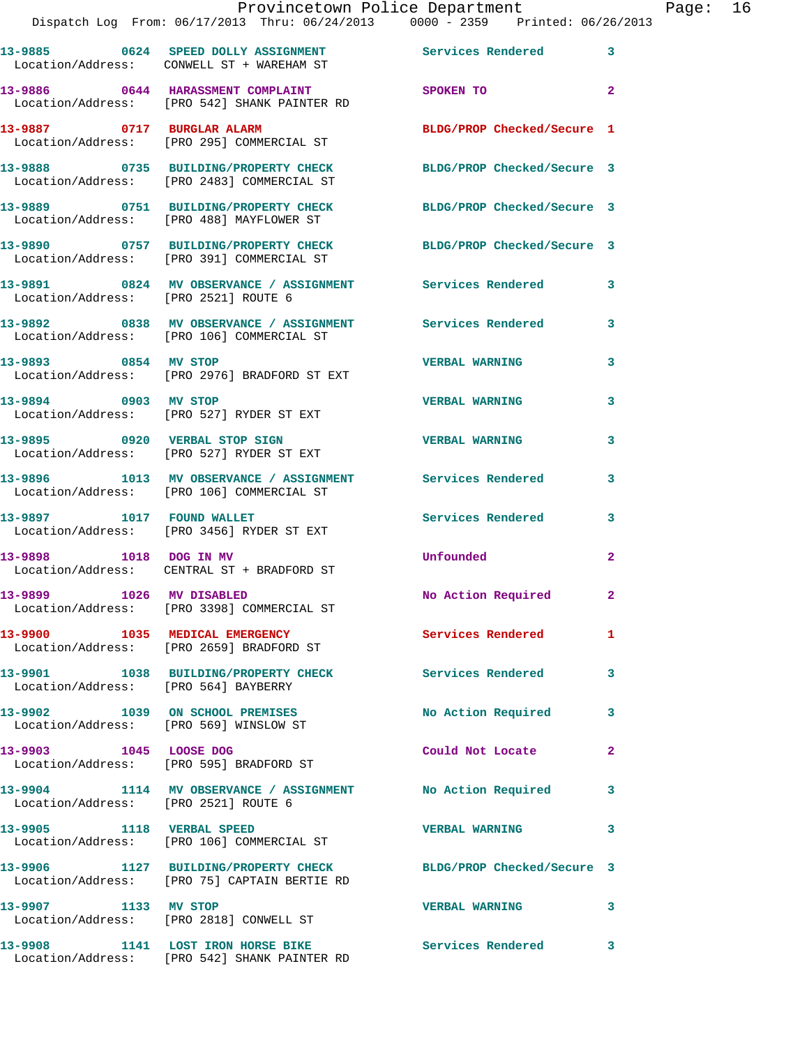| Call # | Time | Call Reason | Action | Priority |
|---|---|---|---|---|
| 13-9885 | 0624 | SPEED DOLLY ASSIGNMENT | Services Rendered | 3 |
| Location/Address: | | CONWELL ST + WAREHAM ST | | |
| 13-9886 | 0644 | HARASSMENT COMPLAINT | SPOKEN TO | 2 |
| Location/Address: | | [PRO 542] SHANK PAINTER RD | | |
| 13-9887 | 0717 | BURGLAR ALARM | BLDG/PROP Checked/Secure | 1 |
| Location/Address: | | [PRO 295] COMMERCIAL ST | | |
| 13-9888 | 0735 | BUILDING/PROPERTY CHECK | BLDG/PROP Checked/Secure | 3 |
| Location/Address: | | [PRO 2483] COMMERCIAL ST | | |
| 13-9889 | 0751 | BUILDING/PROPERTY CHECK | BLDG/PROP Checked/Secure | 3 |
| Location/Address: | | [PRO 488] MAYFLOWER ST | | |
| 13-9890 | 0757 | BUILDING/PROPERTY CHECK | BLDG/PROP Checked/Secure | 3 |
| Location/Address: | | [PRO 391] COMMERCIAL ST | | |
| 13-9891 | 0824 | MV OBSERVANCE / ASSIGNMENT | Services Rendered | 3 |
| Location/Address: | | [PRO 2521] ROUTE 6 | | |
| 13-9892 | 0838 | MV OBSERVANCE / ASSIGNMENT | Services Rendered | 3 |
| Location/Address: | | [PRO 106] COMMERCIAL ST | | |
| 13-9893 | 0854 | MV STOP | VERBAL WARNING | 3 |
| Location/Address: | | [PRO 2976] BRADFORD ST EXT | | |
| 13-9894 | 0903 | MV STOP | VERBAL WARNING | 3 |
| Location/Address: | | [PRO 527] RYDER ST EXT | | |
| 13-9895 | 0920 | VERBAL STOP SIGN | VERBAL WARNING | 3 |
| Location/Address: | | [PRO 527] RYDER ST EXT | | |
| 13-9896 | 1013 | MV OBSERVANCE / ASSIGNMENT | Services Rendered | 3 |
| Location/Address: | | [PRO 106] COMMERCIAL ST | | |
| 13-9897 | 1017 | FOUND WALLET | Services Rendered | 3 |
| Location/Address: | | [PRO 3456] RYDER ST EXT | | |
| 13-9898 | 1018 | DOG IN MV | Unfounded | 2 |
| Location/Address: | | CENTRAL ST + BRADFORD ST | | |
| 13-9899 | 1026 | MV DISABLED | No Action Required | 2 |
| Location/Address: | | [PRO 3398] COMMERCIAL ST | | |
| 13-9900 | 1035 | MEDICAL EMERGENCY | Services Rendered | 1 |
| Location/Address: | | [PRO 2659] BRADFORD ST | | |
| 13-9901 | 1038 | BUILDING/PROPERTY CHECK | Services Rendered | 3 |
| Location/Address: | | [PRO 564] BAYBERRY | | |
| 13-9902 | 1039 | ON SCHOOL PREMISES | No Action Required | 3 |
| Location/Address: | | [PRO 569] WINSLOW ST | | |
| 13-9903 | 1045 | LOOSE DOG | Could Not Locate | 2 |
| Location/Address: | | [PRO 595] BRADFORD ST | | |
| 13-9904 | 1114 | MV OBSERVANCE / ASSIGNMENT | No Action Required | 3 |
| Location/Address: | | [PRO 2521] ROUTE 6 | | |
| 13-9905 | 1118 | VERBAL SPEED | VERBAL WARNING | 3 |
| Location/Address: | | [PRO 106] COMMERCIAL ST | | |
| 13-9906 | 1127 | BUILDING/PROPERTY CHECK | BLDG/PROP Checked/Secure | 3 |
| Location/Address: | | [PRO 75] CAPTAIN BERTIE RD | | |
| 13-9907 | 1133 | MV STOP | VERBAL WARNING | 3 |
| Location/Address: | | [PRO 2818] CONWELL ST | | |
| 13-9908 | 1141 | LOST IRON HORSE BIKE | Services Rendered | 3 |
| Location/Address: | | [PRO 542] SHANK PAINTER RD | | |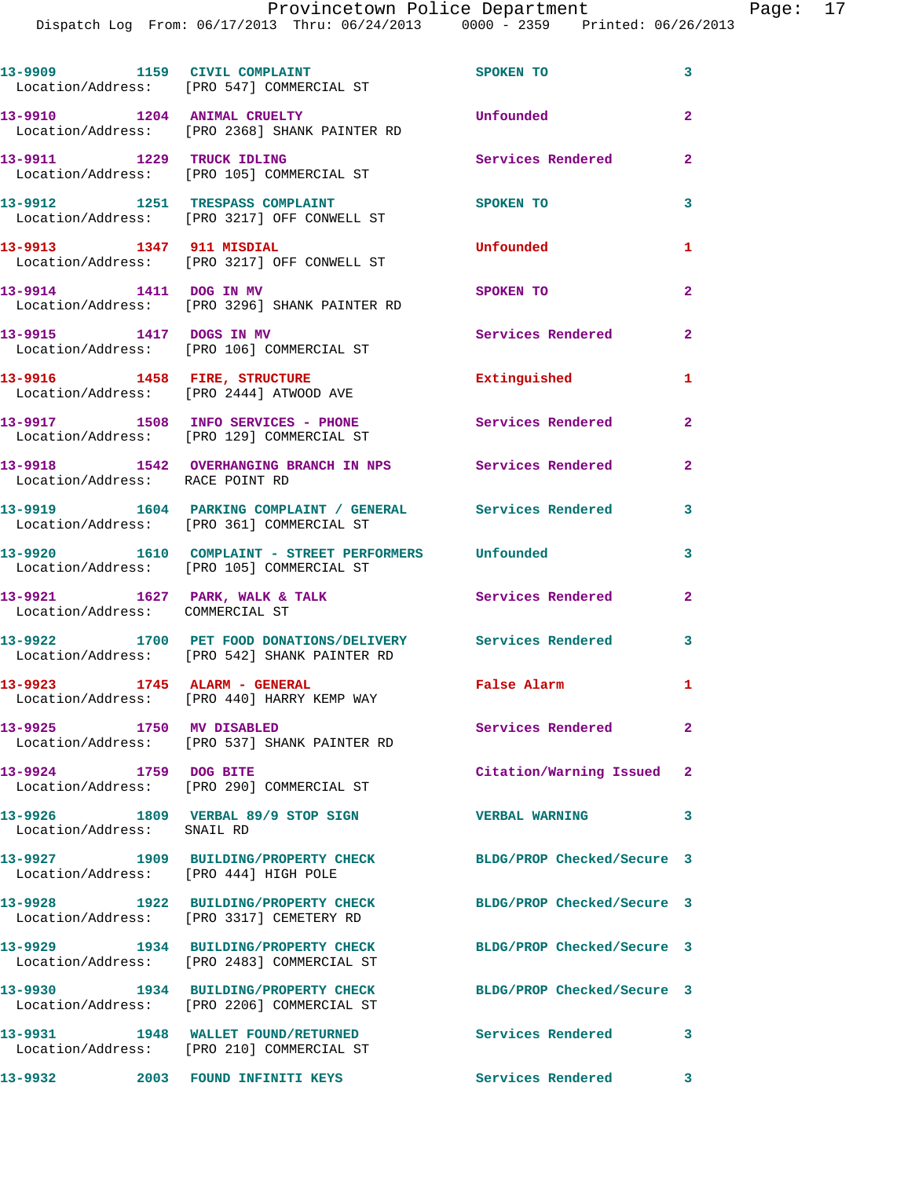13-9909 1159 CIVIL COMPLAINT SPOKEN TO 3
Location/Address: [PRO 547] COMMERCIAL ST

13-9910 1204 ANIMAL CRUELTY Unfounded 2
Location/Address: [PRO 2368] SHANK PAINTER RD

13-9911 1229 TRUCK IDLING Services Rendered 2
Location/Address: [PRO 105] COMMERCIAL ST

13-9912 1251 TRESPASS COMPLAINT SPOKEN TO 3
Location/Address: [PRO 3217] OFF CONWELL ST

13-9913 1347 911 MISDIAL Unfounded 1
Location/Address: [PRO 3217] OFF CONWELL ST

13-9914 1411 DOG IN MV SPOKEN TO 2
Location/Address: [PRO 3296] SHANK PAINTER RD

13-9915 1417 DOGS IN MV Services Rendered 2
Location/Address: [PRO 106] COMMERCIAL ST

13-9916 1458 FIRE, STRUCTURE Extinguished 1
Location/Address: [PRO 2444] ATWOOD AVE

13-9917 1508 INFO SERVICES - PHONE Services Rendered 2
Location/Address: [PRO 129] COMMERCIAL ST

13-9918 1542 OVERHANGING BRANCH IN NPS Services Rendered 2
Location/Address: RACE POINT RD

13-9919 1604 PARKING COMPLAINT / GENERAL Services Rendered 3
Location/Address: [PRO 361] COMMERCIAL ST

13-9920 1610 COMPLAINT - STREET PERFORMERS Unfounded 3
Location/Address: [PRO 105] COMMERCIAL ST

13-9921 1627 PARK, WALK & TALK Services Rendered 2
Location/Address: COMMERCIAL ST

13-9922 1700 PET FOOD DONATIONS/DELIVERY Services Rendered 3
Location/Address: [PRO 542] SHANK PAINTER RD

13-9923 1745 ALARM - GENERAL False Alarm 1
Location/Address: [PRO 440] HARRY KEMP WAY

13-9925 1750 MV DISABLED Services Rendered 2
Location/Address: [PRO 537] SHANK PAINTER RD

13-9924 1759 DOG BITE Citation/Warning Issued 2
Location/Address: [PRO 290] COMMERCIAL ST

13-9926 1809 VERBAL 89/9 STOP SIGN VERBAL WARNING 3
Location/Address: SNAIL RD

13-9927 1909 BUILDING/PROPERTY CHECK BLDG/PROP Checked/Secure 3
Location/Address: [PRO 444] HIGH POLE

13-9928 1922 BUILDING/PROPERTY CHECK BLDG/PROP Checked/Secure 3
Location/Address: [PRO 3317] CEMETERY RD

13-9929 1934 BUILDING/PROPERTY CHECK BLDG/PROP Checked/Secure 3
Location/Address: [PRO 2483] COMMERCIAL ST

13-9930 1934 BUILDING/PROPERTY CHECK BLDG/PROP Checked/Secure 3
Location/Address: [PRO 2206] COMMERCIAL ST

13-9931 1948 WALLET FOUND/RETURNED Services Rendered 3
Location/Address: [PRO 210] COMMERCIAL ST

13-9932 2003 FOUND INFINITI KEYS Services Rendered 3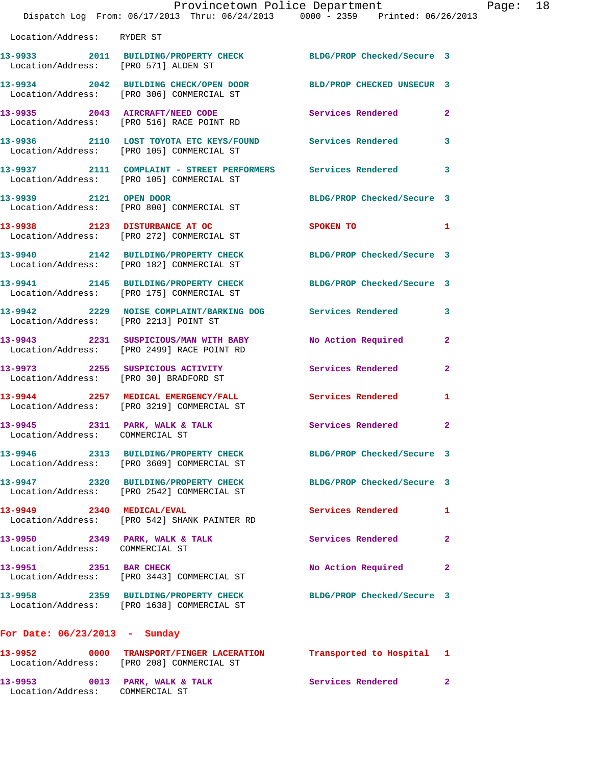Location/Address: RYDER ST

| Call # | Time | Call Reason | Action | Priority |
|---|---|---|---|---|
| 13-9933 | 2011 | BUILDING/PROPERTY CHECK | BLDG/PROP Checked/Secure | 3 |
| | | Location/Address: [PRO 571] ALDEN ST | | |
| 13-9934 | 2042 | BUILDING CHECK/OPEN DOOR | BLD/PROP CHECKED UNSECUR | 3 |
| | | Location/Address: [PRO 306] COMMERCIAL ST | | |
| 13-9935 | 2043 | AIRCRAFT/NEED CODE | Services Rendered | 2 |
| | | Location/Address: [PRO 516] RACE POINT RD | | |
| 13-9936 | 2110 | LOST TOYOTA ETC KEYS/FOUND | Services Rendered | 3 |
| | | Location/Address: [PRO 105] COMMERCIAL ST | | |
| 13-9937 | 2111 | COMPLAINT - STREET PERFORMERS | Services Rendered | 3 |
| | | Location/Address: [PRO 105] COMMERCIAL ST | | |
| 13-9939 | 2121 | OPEN DOOR | BLDG/PROP Checked/Secure | 3 |
| | | Location/Address: [PRO 800] COMMERCIAL ST | | |
| 13-9938 | 2123 | DISTURBANCE AT OC | SPOKEN TO | 1 |
| | | Location/Address: [PRO 272] COMMERCIAL ST | | |
| 13-9940 | 2142 | BUILDING/PROPERTY CHECK | BLDG/PROP Checked/Secure | 3 |
| | | Location/Address: [PRO 182] COMMERCIAL ST | | |
| 13-9941 | 2145 | BUILDING/PROPERTY CHECK | BLDG/PROP Checked/Secure | 3 |
| | | Location/Address: [PRO 175] COMMERCIAL ST | | |
| 13-9942 | 2229 | NOISE COMPLAINT/BARKING DOG | Services Rendered | 3 |
| | | Location/Address: [PRO 2213] POINT ST | | |
| 13-9943 | 2231 | SUSPICIOUS/MAN WITH BABY | No Action Required | 2 |
| | | Location/Address: [PRO 2499] RACE POINT RD | | |
| 13-9973 | 2255 | SUSPICIOUS ACTIVITY | Services Rendered | 2 |
| | | Location/Address: [PRO 30] BRADFORD ST | | |
| 13-9944 | 2257 | MEDICAL EMERGENCY/FALL | Services Rendered | 1 |
| | | Location/Address: [PRO 3219] COMMERCIAL ST | | |
| 13-9945 | 2311 | PARK, WALK & TALK | Services Rendered | 2 |
| | | Location/Address: COMMERCIAL ST | | |
| 13-9946 | 2313 | BUILDING/PROPERTY CHECK | BLDG/PROP Checked/Secure | 3 |
| | | Location/Address: [PRO 3609] COMMERCIAL ST | | |
| 13-9947 | 2320 | BUILDING/PROPERTY CHECK | BLDG/PROP Checked/Secure | 3 |
| | | Location/Address: [PRO 2542] COMMERCIAL ST | | |
| 13-9949 | 2340 | MEDICAL/EVAL | Services Rendered | 1 |
| | | Location/Address: [PRO 542] SHANK PAINTER RD | | |
| 13-9950 | 2349 | PARK, WALK & TALK | Services Rendered | 2 |
| | | Location/Address: COMMERCIAL ST | | |
| 13-9951 | 2351 | BAR CHECK | No Action Required | 2 |
| | | Location/Address: [PRO 3443] COMMERCIAL ST | | |
| 13-9958 | 2359 | BUILDING/PROPERTY CHECK | BLDG/PROP Checked/Secure | 3 |
| | | Location/Address: [PRO 1638] COMMERCIAL ST | | |

## For Date: 06/23/2013 - Sunday

| Call # | Time | Call Reason | Action | Priority |
|---|---|---|---|---|
| 13-9952 | 0000 | TRANSPORT/FINGER LACERATION | Transported to Hospital | 1 |
| | | Location/Address: [PRO 208] COMMERCIAL ST | | |
| 13-9953 | 0013 | PARK, WALK & TALK | Services Rendered | 2 |
| | | Location/Address: COMMERCIAL ST | | |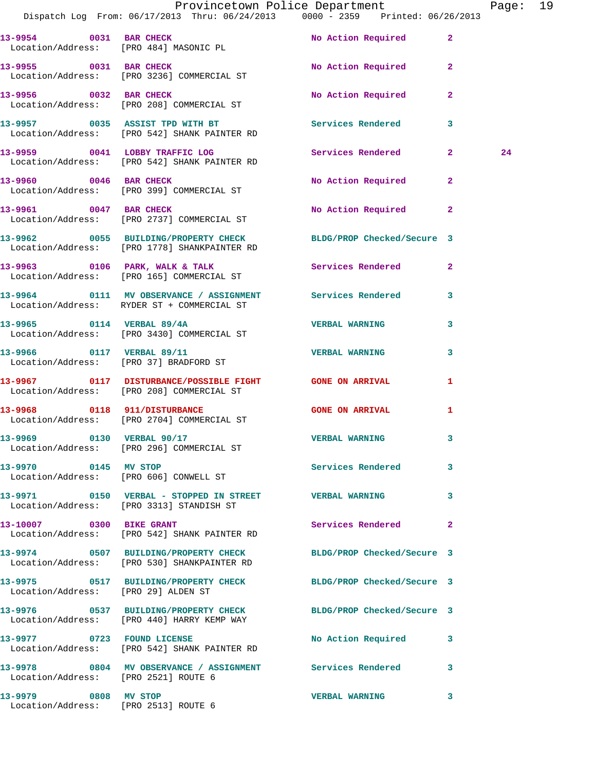13-9954 0031 BAR CHECK No Action Required 2
Location/Address: [PRO 484] MASONIC PL

13-9955 0031 BAR CHECK No Action Required 2
Location/Address: [PRO 3236] COMMERCIAL ST

13-9956 0032 BAR CHECK No Action Required 2
Location/Address: [PRO 208] COMMERCIAL ST

13-9957 0035 ASSIST TPD WITH BT Services Rendered 3
Location/Address: [PRO 542] SHANK PAINTER RD

13-9959 0041 LOBBY TRAFFIC LOG Services Rendered 2 24
Location/Address: [PRO 542] SHANK PAINTER RD

13-9960 0046 BAR CHECK No Action Required 2
Location/Address: [PRO 399] COMMERCIAL ST

13-9961 0047 BAR CHECK No Action Required 2
Location/Address: [PRO 2737] COMMERCIAL ST

13-9962 0055 BUILDING/PROPERTY CHECK BLDG/PROP Checked/Secure 3
Location/Address: [PRO 1778] SHANKPAINTER RD

13-9963 0106 PARK, WALK & TALK Services Rendered 2
Location/Address: [PRO 165] COMMERCIAL ST

13-9964 0111 MV OBSERVANCE / ASSIGNMENT Services Rendered 3
Location/Address: RYDER ST + COMMERCIAL ST

13-9965 0114 VERBAL 89/4A VERBAL WARNING 3
Location/Address: [PRO 3430] COMMERCIAL ST

13-9966 0117 VERBAL 89/11 VERBAL WARNING 3
Location/Address: [PRO 37] BRADFORD ST

13-9967 0117 DISTURBANCE/POSSIBLE FIGHT GONE ON ARRIVAL 1
Location/Address: [PRO 208] COMMERCIAL ST

13-9968 0118 911/DISTURBANCE GONE ON ARRIVAL 1
Location/Address: [PRO 2704] COMMERCIAL ST

13-9969 0130 VERBAL 90/17 VERBAL WARNING 3
Location/Address: [PRO 296] COMMERCIAL ST

13-9970 0145 MV STOP Services Rendered 3
Location/Address: [PRO 606] CONWELL ST

13-9971 0150 VERBAL - STOPPED IN STREET VERBAL WARNING 3
Location/Address: [PRO 3313] STANDISH ST

13-10007 0300 BIKE GRANT Services Rendered 2
Location/Address: [PRO 542] SHANK PAINTER RD

13-9974 0507 BUILDING/PROPERTY CHECK BLDG/PROP Checked/Secure 3
Location/Address: [PRO 530] SHANKPAINTER RD

13-9975 0517 BUILDING/PROPERTY CHECK BLDG/PROP Checked/Secure 3
Location/Address: [PRO 29] ALDEN ST

13-9976 0537 BUILDING/PROPERTY CHECK BLDG/PROP Checked/Secure 3
Location/Address: [PRO 440] HARRY KEMP WAY

13-9977 0723 FOUND LICENSE No Action Required 3
Location/Address: [PRO 542] SHANK PAINTER RD

13-9978 0804 MV OBSERVANCE / ASSIGNMENT Services Rendered 3
Location/Address: [PRO 2521] ROUTE 6

13-9979 0808 MV STOP VERBAL WARNING 3
Location/Address: [PRO 2513] ROUTE 6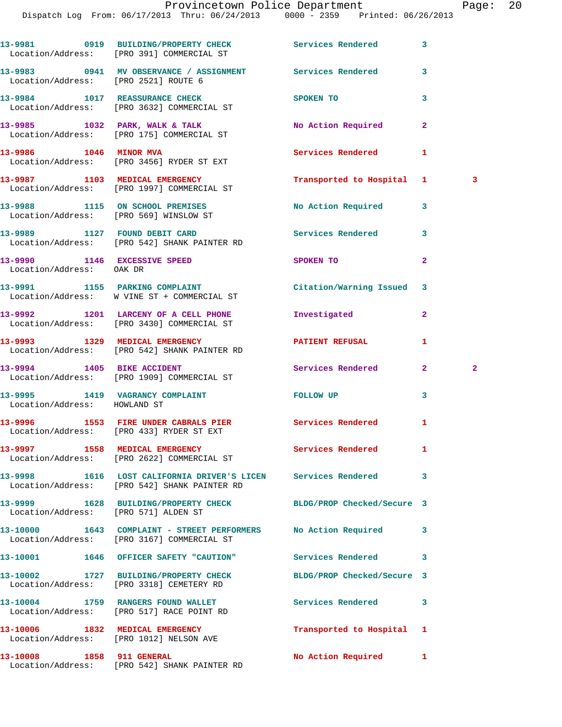| Call Number | Time | Call Reason | Action | Priority | |
|---|---|---|---|---|---|
| 13-9981 | 0919 | BUILDING/PROPERTY CHECK | Services Rendered | 3 | |
| Location/Address: | | [PRO 391] COMMERCIAL ST | | | |
| 13-9983 | 0941 | MV OBSERVANCE / ASSIGNMENT | Services Rendered | 3 | |
| Location/Address: | | [PRO 2521] ROUTE 6 | | | |
| 13-9984 | 1017 | REASSURANCE CHECK | SPOKEN TO | 3 | |
| Location/Address: | | [PRO 3632] COMMERCIAL ST | | | |
| 13-9985 | 1032 | PARK, WALK & TALK | No Action Required | 2 | |
| Location/Address: | | [PRO 175] COMMERCIAL ST | | | |
| 13-9986 | 1046 | MINOR MVA | Services Rendered | 1 | |
| Location/Address: | | [PRO 3456] RYDER ST EXT | | | |
| 13-9987 | 1103 | MEDICAL EMERGENCY | Transported to Hospital | 1 | 3 |
| Location/Address: | | [PRO 1997] COMMERCIAL ST | | | |
| 13-9988 | 1115 | ON SCHOOL PREMISES | No Action Required | 3 | |
| Location/Address: | | [PRO 569] WINSLOW ST | | | |
| 13-9989 | 1127 | FOUND DEBIT CARD | Services Rendered | 3 | |
| Location/Address: | | [PRO 542] SHANK PAINTER RD | | | |
| 13-9990 | 1146 | EXCESSIVE SPEED | SPOKEN TO | 2 | |
| Location/Address: | | OAK DR | | | |
| 13-9991 | 1155 | PARKING COMPLAINT | Citation/Warning Issued | 3 | |
| Location/Address: | | W VINE ST + COMMERCIAL ST | | | |
| 13-9992 | 1201 | LARCENY OF A CELL PHONE | Investigated | 2 | |
| Location/Address: | | [PRO 3430] COMMERCIAL ST | | | |
| 13-9993 | 1329 | MEDICAL EMERGENCY | PATIENT REFUSAL | 1 | |
| Location/Address: | | [PRO 542] SHANK PAINTER RD | | | |
| 13-9994 | 1405 | BIKE ACCIDENT | Services Rendered | 2 | 2 |
| Location/Address: | | [PRO 1909] COMMERCIAL ST | | | |
| 13-9995 | 1419 | VAGRANCY COMPLAINT | FOLLOW UP | 3 | |
| Location/Address: | | HOWLAND ST | | | |
| 13-9996 | 1553 | FIRE UNDER CABRALS PIER | Services Rendered | 1 | |
| Location/Address: | | [PRO 433] RYDER ST EXT | | | |
| 13-9997 | 1558 | MEDICAL EMERGENCY | Services Rendered | 1 | |
| Location/Address: | | [PRO 2622] COMMERCIAL ST | | | |
| 13-9998 | 1616 | LOST CALIFORNIA DRIVER'S LICEN | Services Rendered | 3 | |
| Location/Address: | | [PRO 542] SHANK PAINTER RD | | | |
| 13-9999 | 1628 | BUILDING/PROPERTY CHECK | BLDG/PROP Checked/Secure | 3 | |
| Location/Address: | | [PRO 571] ALDEN ST | | | |
| 13-10000 | 1643 | COMPLAINT - STREET PERFORMERS | No Action Required | 3 | |
| Location/Address: | | [PRO 3167] COMMERCIAL ST | | | |
| 13-10001 | 1646 | OFFICER SAFETY "CAUTION" | Services Rendered | 3 | |
| 13-10002 | 1727 | BUILDING/PROPERTY CHECK | BLDG/PROP Checked/Secure | 3 | |
| Location/Address: | | [PRO 3318] CEMETERY RD | | | |
| 13-10004 | 1759 | RANGERS FOUND WALLET | Services Rendered | 3 | |
| Location/Address: | | [PRO 517] RACE POINT RD | | | |
| 13-10006 | 1832 | MEDICAL EMERGENCY | Transported to Hospital | 1 | |
| Location/Address: | | [PRO 1012] NELSON AVE | | | |
| 13-10008 | 1858 | 911 GENERAL | No Action Required | 1 | |
| Location/Address: | | [PRO 542] SHANK PAINTER RD | | | |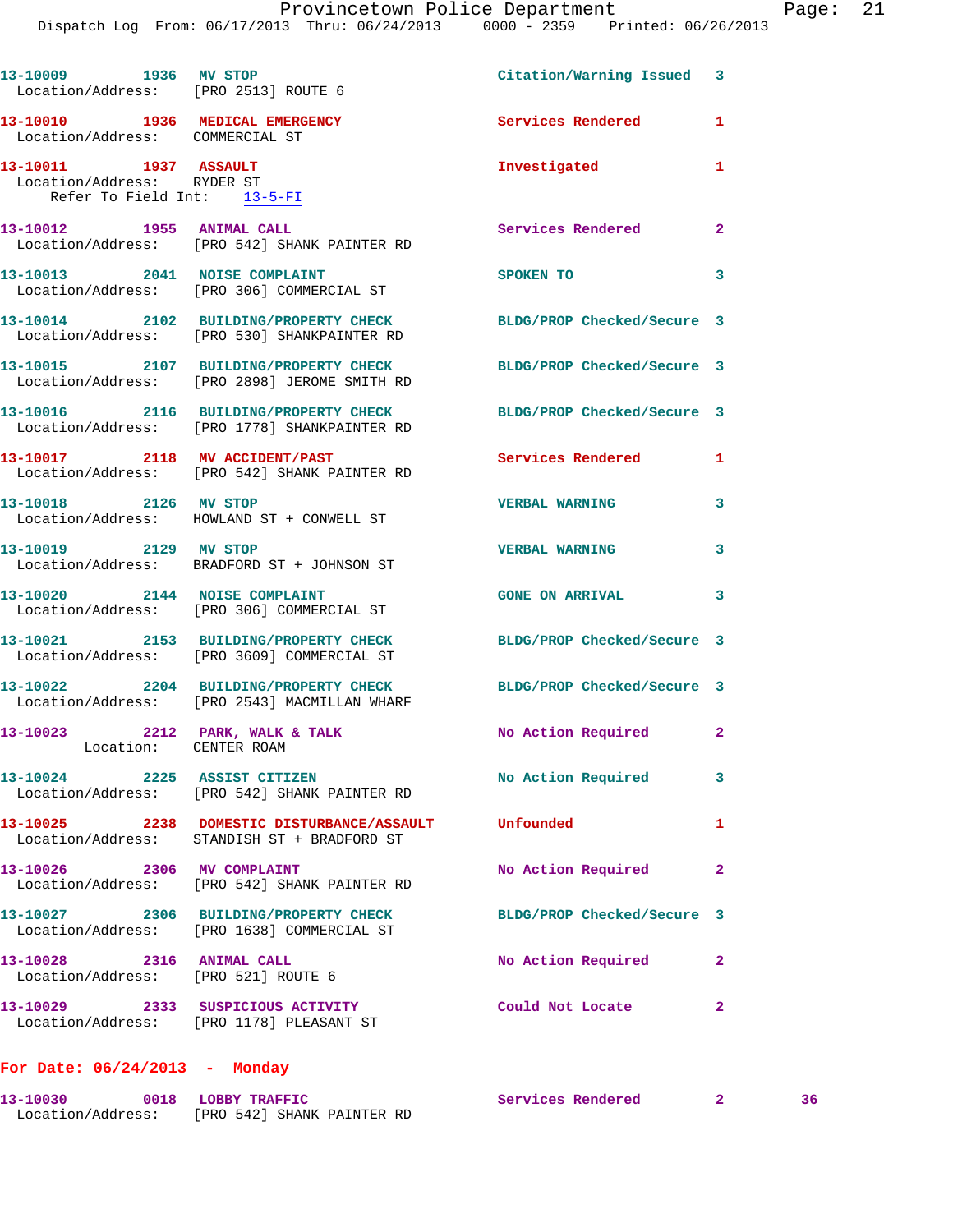13-10009 1936 MV STOP Citation/Warning Issued 3
Location/Address: [PRO 2513] ROUTE 6

13-10010 1936 MEDICAL EMERGENCY Services Rendered 1
Location/Address: COMMERCIAL ST

13-10011 1937 ASSAULT Investigated 1
Location/Address: RYDER ST
Refer To Field Int: 13-5-FI

13-10012 1955 ANIMAL CALL Services Rendered 2
Location/Address: [PRO 542] SHANK PAINTER RD

13-10013 2041 NOISE COMPLAINT SPOKEN TO 3
Location/Address: [PRO 306] COMMERCIAL ST

13-10014 2102 BUILDING/PROPERTY CHECK BLDG/PROP Checked/Secure 3
Location/Address: [PRO 530] SHANKPAINTER RD

13-10015 2107 BUILDING/PROPERTY CHECK BLDG/PROP Checked/Secure 3
Location/Address: [PRO 2898] JEROME SMITH RD

13-10016 2116 BUILDING/PROPERTY CHECK BLDG/PROP Checked/Secure 3
Location/Address: [PRO 1778] SHANKPAINTER RD

13-10017 2118 MV ACCIDENT/PAST Services Rendered 1
Location/Address: [PRO 542] SHANK PAINTER RD

13-10018 2126 MV STOP VERBAL WARNING 3
Location/Address: HOWLAND ST + CONWELL ST

13-10019 2129 MV STOP VERBAL WARNING 3
Location/Address: BRADFORD ST + JOHNSON ST

13-10020 2144 NOISE COMPLAINT GONE ON ARRIVAL 3
Location/Address: [PRO 306] COMMERCIAL ST

13-10021 2153 BUILDING/PROPERTY CHECK BLDG/PROP Checked/Secure 3
Location/Address: [PRO 3609] COMMERCIAL ST

13-10022 2204 BUILDING/PROPERTY CHECK BLDG/PROP Checked/Secure 3
Location/Address: [PRO 2543] MACMILLAN WHARF

13-10023 2212 PARK, WALK & TALK No Action Required 2
Location: CENTER ROAM

13-10024 2225 ASSIST CITIZEN No Action Required 3
Location/Address: [PRO 542] SHANK PAINTER RD

13-10025 2238 DOMESTIC DISTURBANCE/ASSAULT Unfounded 1
Location/Address: STANDISH ST + BRADFORD ST

13-10026 2306 MV COMPLAINT No Action Required 2
Location/Address: [PRO 542] SHANK PAINTER RD

13-10027 2306 BUILDING/PROPERTY CHECK BLDG/PROP Checked/Secure 3
Location/Address: [PRO 1638] COMMERCIAL ST

13-10028 2316 ANIMAL CALL No Action Required 2
Location/Address: [PRO 521] ROUTE 6

13-10029 2333 SUSPICIOUS ACTIVITY Could Not Locate 2
Location/Address: [PRO 1178] PLEASANT ST

**For Date: 06/24/2013 - Monday**

13-10030 0018 LOBBY TRAFFIC Services Rendered 2 36
Location/Address: [PRO 542] SHANK PAINTER RD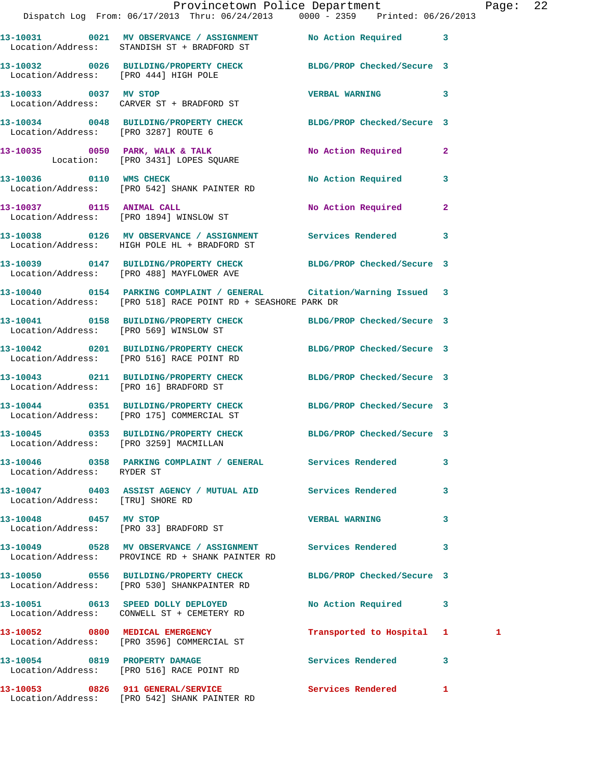13-10031 0021 MV OBSERVANCE / ASSIGNMENT No Action Required 3
Location/Address: STANDISH ST + BRADFORD ST

13-10032 0026 BUILDING/PROPERTY CHECK BLDG/PROP Checked/Secure 3
Location/Address: [PRO 444] HIGH POLE

13-10033 0037 MV STOP VERBAL WARNING 3
Location/Address: CARVER ST + BRADFORD ST

13-10034 0048 BUILDING/PROPERTY CHECK BLDG/PROP Checked/Secure 3
Location/Address: [PRO 3287] ROUTE 6

13-10035 0050 PARK, WALK & TALK No Action Required 2
Location: [PRO 3431] LOPES SQUARE

13-10036 0110 WMS CHECK No Action Required 3
Location/Address: [PRO 542] SHANK PAINTER RD

13-10037 0115 ANIMAL CALL No Action Required 2
Location/Address: [PRO 1894] WINSLOW ST

13-10038 0126 MV OBSERVANCE / ASSIGNMENT Services Rendered 3
Location/Address: HIGH POLE HL + BRADFORD ST

13-10039 0147 BUILDING/PROPERTY CHECK BLDG/PROP Checked/Secure 3
Location/Address: [PRO 488] MAYFLOWER AVE

13-10040 0154 PARKING COMPLAINT / GENERAL Citation/Warning Issued 3
Location/Address: [PRO 518] RACE POINT RD + SEASHORE PARK DR

13-10041 0158 BUILDING/PROPERTY CHECK BLDG/PROP Checked/Secure 3
Location/Address: [PRO 569] WINSLOW ST

13-10042 0201 BUILDING/PROPERTY CHECK BLDG/PROP Checked/Secure 3
Location/Address: [PRO 516] RACE POINT RD

13-10043 0211 BUILDING/PROPERTY CHECK BLDG/PROP Checked/Secure 3
Location/Address: [PRO 16] BRADFORD ST

13-10044 0351 BUILDING/PROPERTY CHECK BLDG/PROP Checked/Secure 3
Location/Address: [PRO 175] COMMERCIAL ST

13-10045 0353 BUILDING/PROPERTY CHECK BLDG/PROP Checked/Secure 3
Location/Address: [PRO 3259] MACMILLAN

13-10046 0358 PARKING COMPLAINT / GENERAL Services Rendered 3
Location/Address: RYDER ST

13-10047 0403 ASSIST AGENCY / MUTUAL AID Services Rendered 3
Location/Address: [TRU] SHORE RD

13-10048 0457 MV STOP VERBAL WARNING 3
Location/Address: [PRO 33] BRADFORD ST

13-10049 0528 MV OBSERVANCE / ASSIGNMENT Services Rendered 3
Location/Address: PROVINCE RD + SHANK PAINTER RD

13-10050 0556 BUILDING/PROPERTY CHECK BLDG/PROP Checked/Secure 3
Location/Address: [PRO 530] SHANKPAINTER RD

13-10051 0613 SPEED DOLLY DEPLOYED No Action Required 3
Location/Address: CONWELL ST + CEMETERY RD

13-10052 0800 MEDICAL EMERGENCY Transported to Hospital 1 1
Location/Address: [PRO 3596] COMMERCIAL ST

13-10054 0819 PROPERTY DAMAGE Services Rendered 3
Location/Address: [PRO 516] RACE POINT RD

13-10053 0826 911 GENERAL/SERVICE Services Rendered 1
Location/Address: [PRO 542] SHANK PAINTER RD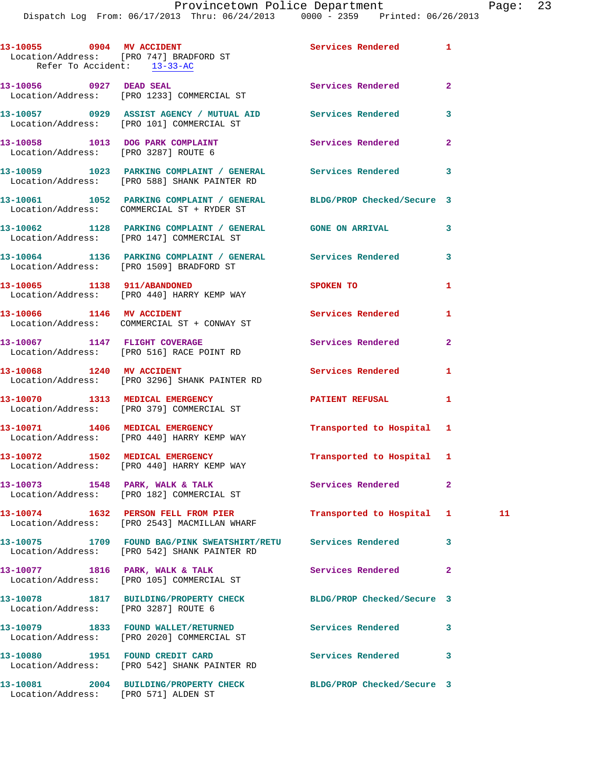13-10055 0904 MV ACCIDENT Services Rendered 1
Location/Address: [PRO 747] BRADFORD ST
Refer To Accident: 13-33-AC

13-10056 0927 DEAD SEAL Services Rendered 2
Location/Address: [PRO 1233] COMMERCIAL ST

13-10057 0929 ASSIST AGENCY / MUTUAL AID Services Rendered 3
Location/Address: [PRO 101] COMMERCIAL ST

13-10058 1013 DOG PARK COMPLAINT Services Rendered 2
Location/Address: [PRO 3287] ROUTE 6

13-10059 1023 PARKING COMPLAINT / GENERAL Services Rendered 3
Location/Address: [PRO 588] SHANK PAINTER RD

13-10061 1052 PARKING COMPLAINT / GENERAL BLDG/PROP Checked/Secure 3
Location/Address: COMMERCIAL ST + RYDER ST

13-10062 1128 PARKING COMPLAINT / GENERAL GONE ON ARRIVAL 3
Location/Address: [PRO 147] COMMERCIAL ST

13-10064 1136 PARKING COMPLAINT / GENERAL Services Rendered 3
Location/Address: [PRO 1509] BRADFORD ST

13-10065 1138 911/ABANDONED SPOKEN TO 1
Location/Address: [PRO 440] HARRY KEMP WAY

13-10066 1146 MV ACCIDENT Services Rendered 1
Location/Address: COMMERCIAL ST + CONWAY ST

13-10067 1147 FLIGHT COVERAGE Services Rendered 2
Location/Address: [PRO 516] RACE POINT RD

13-10068 1240 MV ACCIDENT Services Rendered 1
Location/Address: [PRO 3296] SHANK PAINTER RD

13-10070 1313 MEDICAL EMERGENCY PATIENT REFUSAL 1
Location/Address: [PRO 379] COMMERCIAL ST

13-10071 1406 MEDICAL EMERGENCY Transported to Hospital 1
Location/Address: [PRO 440] HARRY KEMP WAY

13-10072 1502 MEDICAL EMERGENCY Transported to Hospital 1
Location/Address: [PRO 440] HARRY KEMP WAY

13-10073 1548 PARK, WALK & TALK Services Rendered 2
Location/Address: [PRO 182] COMMERCIAL ST

13-10074 1632 PERSON FELL FROM PIER Transported to Hospital 1 11
Location/Address: [PRO 2543] MACMILLAN WHARF

13-10075 1709 FOUND BAG/PINK SWEATSHIRT/RETU Services Rendered 3
Location/Address: [PRO 542] SHANK PAINTER RD

13-10077 1816 PARK, WALK & TALK Services Rendered 2
Location/Address: [PRO 105] COMMERCIAL ST

13-10078 1817 BUILDING/PROPERTY CHECK BLDG/PROP Checked/Secure 3
Location/Address: [PRO 3287] ROUTE 6

13-10079 1833 FOUND WALLET/RETURNED Services Rendered 3
Location/Address: [PRO 2020] COMMERCIAL ST

13-10080 1951 FOUND CREDIT CARD Services Rendered 3
Location/Address: [PRO 542] SHANK PAINTER RD

13-10081 2004 BUILDING/PROPERTY CHECK BLDG/PROP Checked/Secure 3
Location/Address: [PRO 571] ALDEN ST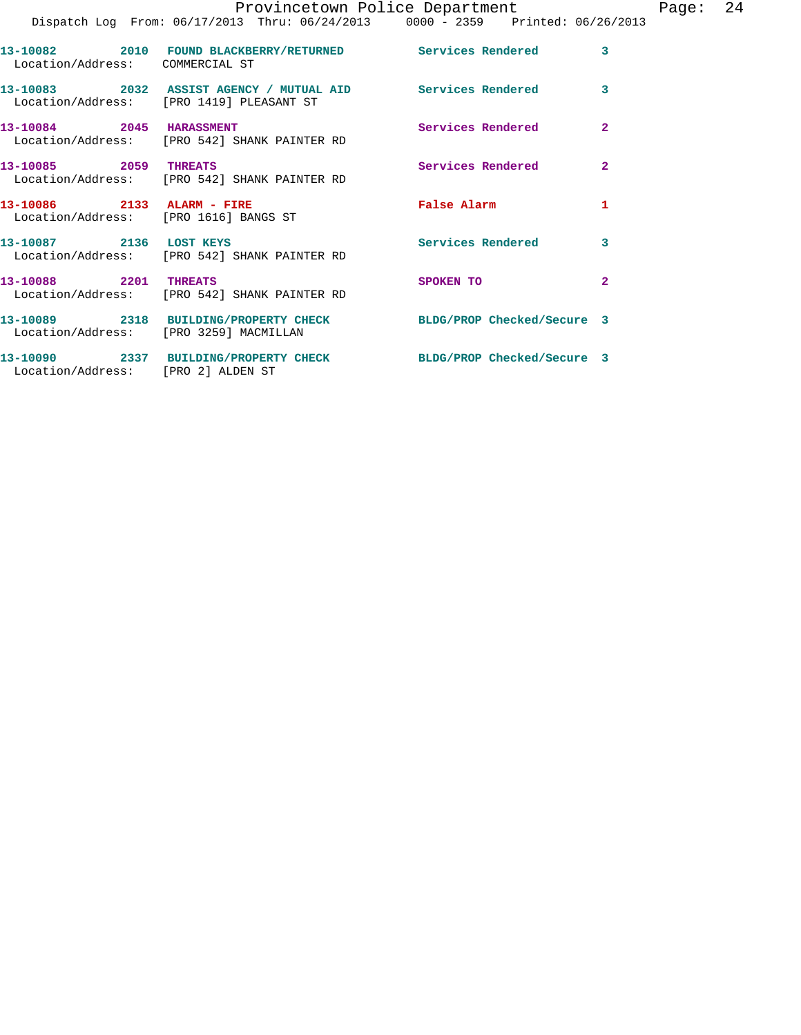13-10082 2010 FOUND BLACKBERRY/RETURNED Services Rendered 3
Location/Address: COMMERCIAL ST

13-10083 2032 ASSIST AGENCY / MUTUAL AID Services Rendered 3
Location/Address: [PRO 1419] PLEASANT ST

13-10084 2045 HARASSMENT Services Rendered 2
Location/Address: [PRO 542] SHANK PAINTER RD

13-10085 2059 THREATS Services Rendered 2
Location/Address: [PRO 542] SHANK PAINTER RD

13-10086 2133 ALARM - FIRE False Alarm 1
Location/Address: [PRO 1616] BANGS ST

13-10087 2136 LOST KEYS Services Rendered 3
Location/Address: [PRO 542] SHANK PAINTER RD

13-10088 2201 THREATS SPOKEN TO 2
Location/Address: [PRO 542] SHANK PAINTER RD

13-10089 2318 BUILDING/PROPERTY CHECK BLDG/PROP Checked/Secure 3
Location/Address: [PRO 3259] MACMILLAN

13-10090 2337 BUILDING/PROPERTY CHECK BLDG/PROP Checked/Secure 3
Location/Address: [PRO 2] ALDEN ST